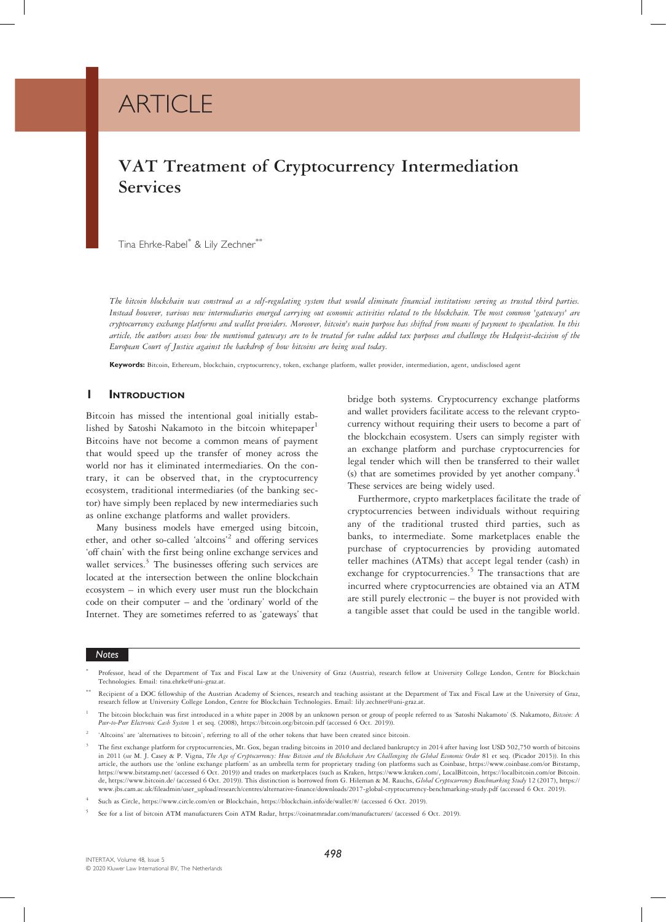ARTICLE

# VAT Treatment of Cryptocurrency Intermediation Services

Tina Ehrke-Rabel[*] & Lily Zechner[**]

*The bitcoin blockchain was construed as a self-regulating system that would eliminate financial institutions serving as trusted third parties. Instead however, various new intermediaries emerged carrying out economic activities related to the blockchain. The most common 'gateways' are cryptocurrency exchange platforms and wallet providers. Moreover, bitcoin's main purpose has shifted from means of payment to speculation. In this article, the authors assess how the mentioned gateways are to be treated for value added tax purposes and challenge the Hedqvist-decision of the European Court of Justice against the backdrop of how bitcoins are being used today.*

**Keywords:** Bitcoin, Ethereum, blockchain, cryptocurrency, token, exchange platform, wallet provider, intermediation, agent, undisclosed agent

## 1 Introduction

Bitcoin has missed the intentional goal initially established by Satoshi Nakamoto in the bitcoin whitepaper[1] Bitcoins have not become a common means of payment that would speed up the transfer of money across the world nor has it eliminated intermediaries. On the contrary, it can be observed that, in the cryptocurrency ecosystem, traditional intermediaries (of the banking sector) have simply been replaced by new intermediaries such as online exchange platforms and wallet providers.

Many business models have emerged using bitcoin, ether, and other so-called 'altcoins'[2] and offering services 'off chain' with the first being online exchange services and wallet services.[3] The businesses offering such services are located at the intersection between the online blockchain ecosystem – in which every user must run the blockchain code on their computer – and the 'ordinary' world of the Internet. They are sometimes referred to as 'gateways' that bridge both systems. Cryptocurrency exchange platforms and wallet providers facilitate access to the relevant cryptocurrency without requiring their users to become a part of the blockchain ecosystem. Users can simply register with an exchange platform and purchase cryptocurrencies for legal tender which will then be transferred to their wallet (s) that are sometimes provided by yet another company.[4] These services are being widely used.

Furthermore, crypto marketplaces facilitate the trade of cryptocurrencies between individuals without requiring any of the traditional trusted third parties, such as banks, to intermediate. Some marketplaces enable the purchase of cryptocurrencies by providing automated teller machines (ATMs) that accept legal tender (cash) in exchange for cryptocurrencies.[5] The transactions that are incurred where cryptocurrencies are obtained via an ATM are still purely electronic – the buyer is not provided with a tangible asset that could be used in the tangible world.

---

**Notes**

[*] Professor, head of the Department of Tax and Fiscal Law at the University of Graz (Austria), research fellow at University College London, Centre for Blockchain Technologies. Email: tina.ehrke@uni-graz.at.

[**] Recipient of a DOC fellowship of the Austrian Academy of Sciences, research and teaching assistant at the Department of Tax and Fiscal Law at the University of Graz, research fellow at University College London, Centre for Blockchain Technologies. Email: lily.zechner@uni-graz.at.

[1] The bitcoin blockchain was first introduced in a white paper in 2008 by an unknown person or group of people referred to as 'Satoshi Nakamoto' (S. Nakamoto, *Bitcoin: A Peer-to-Peer Electronic Cash System* 1 et seq. (2008), https://bitcoin.org/bitcoin.pdf (accessed 6 Oct. 2019)).

[2] 'Altcoins' are 'alternatives to bitcoin', referring to all of the other tokens that have been created since bitcoin.

[3] The first exchange platform for cryptocurrencies, Mt. Gox, began trading bitcoins in 2010 and declared bankruptcy in 2014 after having lost USD 502,750 worth of bitcoins in 2011 (*see* M. J. Casey & P. Vigna, *The Age of Cryptocurrency: How Bitcoin and the Blockchain Are Challenging the Global Economic Order* 81 et seq. (Picador 2015)). In this article, the authors use the 'online exchange platform' as an umbrella term for proprietary trading (on platforms such as Coinbase, https://www.coinbase.com/or Bitstamp, https://www.bitstamp.net/ (accessed 6 Oct. 2019)) and trades on marketplaces (such as Kraken, https://www.kraken.com/, LocalBitcoin, https://localbitcoin.com/or Bitcoin.de, https://www.bitcoin.de/ (accessed 6 Oct. 2019)). This distinction is borrowed from G. Hileman & M. Rauchs, *Global Cryptocurrency Benchmarking Study* 12 (2017), https://www.jbs.cam.ac.uk/fileadmin/user_upload/research/centres/alternative-finance/downloads/2017-global-cryptocurrency-benchmarking-study.pdf (accessed 6 Oct. 2019).

[4] Such as Circle, https://www.circle.com/en or Blockchain, https://blockchain.info/de/wallet/#/ (accessed 6 Oct. 2019).

[5] See for a list of bitcoin ATM manufacturers Coin ATM Radar, https://coinatmradar.com/manufacturers/ (accessed 6 Oct. 2019).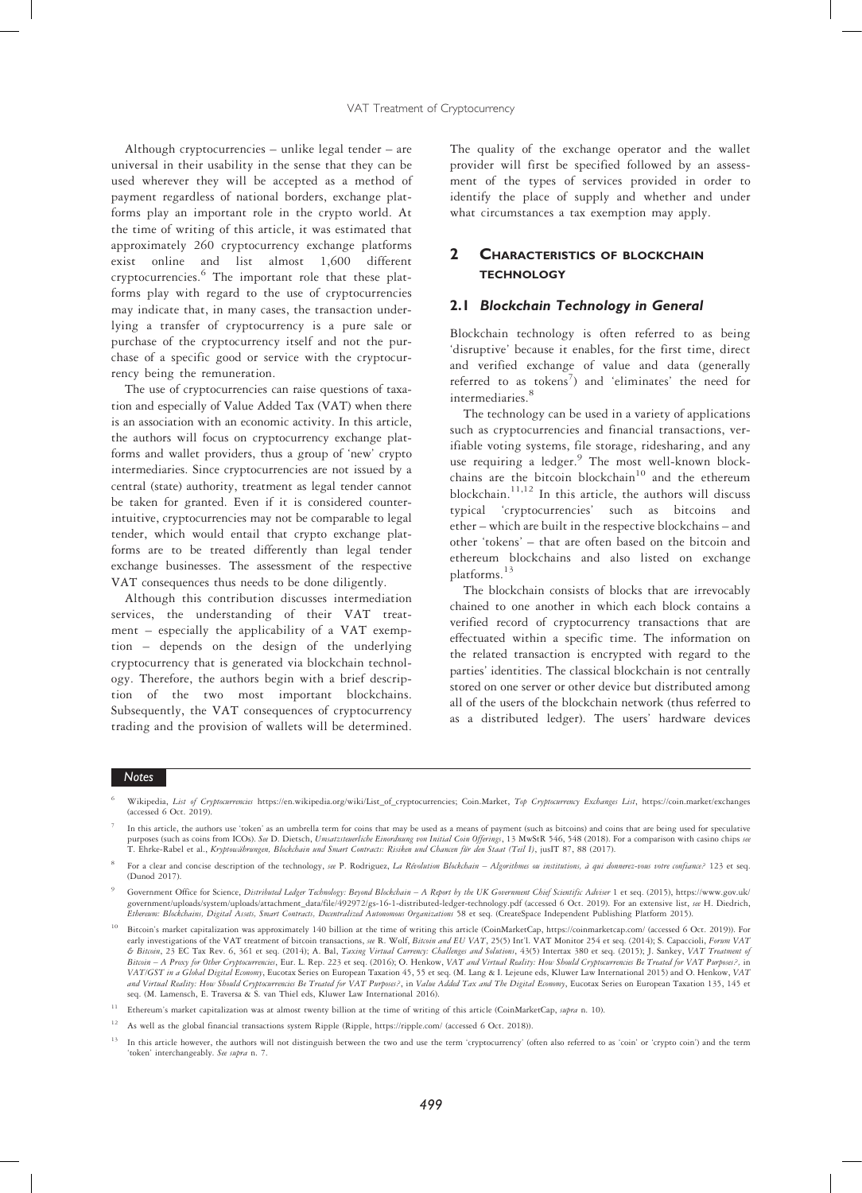Although cryptocurrencies – unlike legal tender – are universal in their usability in the sense that they can be used wherever they will be accepted as a method of payment regardless of national borders, exchange platforms play an important role in the crypto world. At the time of writing of this article, it was estimated that approximately 260 cryptocurrency exchange platforms exist online and list almost 1,600 different cryptocurrencies.[6] The important role that these platforms play with regard to the use of cryptocurrencies may indicate that, in many cases, the transaction underlying a transfer of cryptocurrency is a pure sale or purchase of the cryptocurrency itself and not the purchase of a specific good or service with the cryptocurrency being the remuneration.

The use of cryptocurrencies can raise questions of taxation and especially of Value Added Tax (VAT) when there is an association with an economic activity. In this article, the authors will focus on cryptocurrency exchange platforms and wallet providers, thus a group of 'new' crypto intermediaries. Since cryptocurrencies are not issued by a central (state) authority, treatment as legal tender cannot be taken for granted. Even if it is considered counterintuitive, cryptocurrencies may not be comparable to legal tender, which would entail that crypto exchange platforms are to be treated differently than legal tender exchange businesses. The assessment of the respective VAT consequences thus needs to be done diligently.

Although this contribution discusses intermediation services, the understanding of their VAT treatment – especially the applicability of a VAT exemption – depends on the design of the underlying cryptocurrency that is generated via blockchain technology. Therefore, the authors begin with a brief description of the two most important blockchains. Subsequently, the VAT consequences of cryptocurrency trading and the provision of wallets will be determined. The quality of the exchange operator and the wallet provider will first be specified followed by an assessment of the types of services provided in order to identify the place of supply and whether and under what circumstances a tax exemption may apply.

## 2 Characteristics of Blockchain Technology

### 2.1 Blockchain Technology in General

Blockchain technology is often referred to as being 'disruptive' because it enables, for the first time, direct and verified exchange of value and data (generally referred to as tokens[7]) and 'eliminates' the need for intermediaries.[8]

The technology can be used in a variety of applications such as cryptocurrencies and financial transactions, verifiable voting systems, file storage, ridesharing, and any use requiring a ledger.[9] The most well-known blockchains are the bitcoin blockchain[10] and the ethereum blockchain.[11,12] In this article, the authors will discuss typical 'cryptocurrencies' such as bitcoins and ether – which are built in the respective blockchains – and other 'tokens' – that are often based on the bitcoin and ethereum blockchains and also listed on exchange platforms.[13]

The blockchain consists of blocks that are irrevocably chained to one another in which each block contains a verified record of cryptocurrency transactions that are effectuated within a specific time. The information on the related transaction is encrypted with regard to the parties' identities. The classical blockchain is not centrally stored on one server or other device but distributed among all of the users of the blockchain network (thus referred to as a distributed ledger). The users' hardware devices

---

**Notes**

[6] Wikipedia, *List of Cryptocurrencies* https://en.wikipedia.org/wiki/List_of_cryptocurrencies; Coin.Market, *Top Cryptocurrency Exchanges List*, https://coin.market/exchanges (accessed 6 Oct. 2019).

[7] In this article, the authors use 'token' as an umbrella term for coins that may be used as a means of payment (such as bitcoins) and coins that are being used for speculative purposes (such as coins from ICOs). *See* D. Dietsch, *Umsatzsteuerliche Einordnung von Initial Coin Offerings*, 13 MwStR 546, 548 (2018). For a comparison with casino chips *see* T. Ehrke-Rabel et al., *Kryptowährungen, Blockchain und Smart Contracts: Risiken und Chancen für den Staat (Teil I)*, jusIT 87, 88 (2017).

[8] For a clear and concise description of the technology, *see* P. Rodriguez, *La Révolution Blockchain – Algorithmes ou institutions, à qui donnerez-vous votre confiance?* 123 et seq. (Dunod 2017).

[9] Government Office for Science, *Distributed Ledger Technology: Beyond Blockchain – A Report by the UK Government Chief Scientific Adviser* 1 et seq. (2015), https://www.gov.uk/government/uploads/system/uploads/attachment_data/file/492972/gs-16-1-distributed-ledger-technology.pdf (accessed 6 Oct. 2019). For an extensive list, *see* H. Diedrich, *Ethereum: Blockchains, Digital Assets, Smart Contracts, Decentralized Autonomous Organizations* 58 et seq. (CreateSpace Independent Publishing Platform 2015).

[10] Bitcoin's market capitalization was approximately 140 billion at the time of writing this article (CoinMarketCap, https://coinmarketcap.com/ (accessed 6 Oct. 2019)). For early investigations of the VAT treatment of bitcoin transactions, *see* R. Wolf, *Bitcoin and EU VAT*, 25(5) Int'l. VAT Monitor 254 et seq. (2014); S. Capaccioli, *Forum VAT & Bitcoin*, 23 EC Tax Rev. 6, 361 et seq. (2014); A. Bal, *Taxing Virtual Currency: Challenges and Solutions*, 43(5) Intertax 380 et seq. (2015); J. Sankey, *VAT Treatment of Bitcoin – A Proxy for Other Cryptocurrencies*, Eur. L. Rep. 223 et seq. (2016); O. Henkow, *VAT and Virtual Reality: How Should Cryptocurrencies Be Treated for VAT Purposes?*, in *VAT/GST in a Global Digital Economy*, Eucotax Series on European Taxation 45, 55 et seq. (M. Lang & I. Lejeune eds, Kluwer Law International 2015) and O. Henkow, *VAT and Virtual Reality: How Should Cryptocurrencies Be Treated for VAT Purposes?*, in *Value Added Tax and The Digital Economy*, Eucotax Series on European Taxation 135, 145 et seq. (M. Lamensch, E. Traversa & S. van Thiel eds, Kluwer Law International 2016).

[11] Ethereum's market capitalization was at almost twenty billion at the time of writing of this article (CoinMarketCap, *supra* n. 10).

[12] As well as the global financial transactions system Ripple (Ripple, https://ripple.com/ (accessed 6 Oct. 2018)).

[13] In this article however, the authors will not distinguish between the two and use the term 'cryptocurrency' (often also referred to as 'coin' or 'crypto coin') and the term 'token' interchangeably. *See supra* n. 7.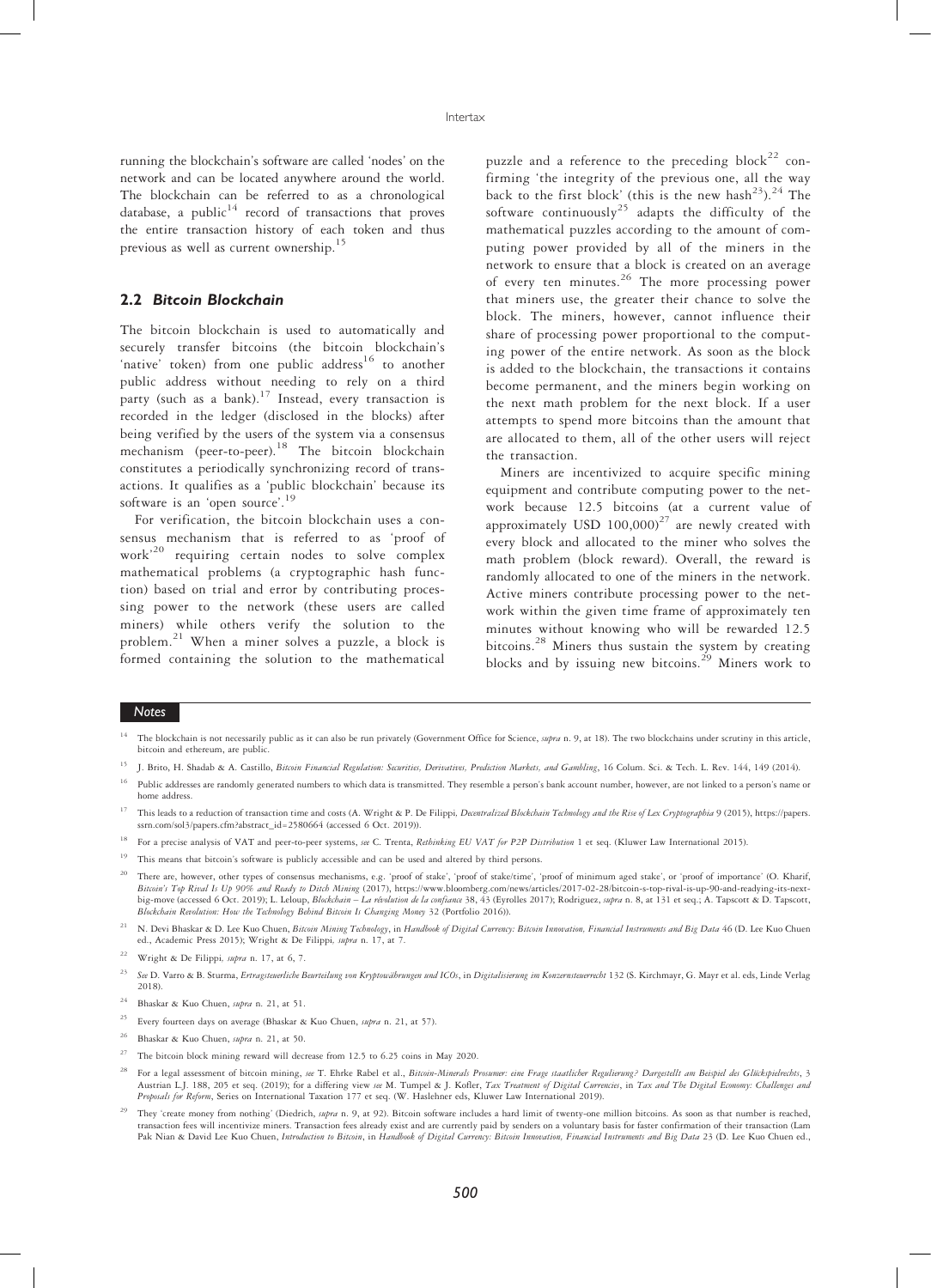running the blockchain's software are called 'nodes' on the network and can be located anywhere around the world. The blockchain can be referred to as a chronological database, a public[14] record of transactions that proves the entire transaction history of each token and thus previous as well as current ownership.[15]

## 2.2 Bitcoin Blockchain

The bitcoin blockchain is used to automatically and securely transfer bitcoins (the bitcoin blockchain's 'native' token) from one public address[16] to another public address without needing to rely on a third party (such as a bank).[17] Instead, every transaction is recorded in the ledger (disclosed in the blocks) after being verified by the users of the system via a consensus mechanism (peer-to-peer).[18] The bitcoin blockchain constitutes a periodically synchronizing record of transactions. It qualifies as a 'public blockchain' because its software is an 'open source'.[19]

For verification, the bitcoin blockchain uses a consensus mechanism that is referred to as 'proof of work'[20] requiring certain nodes to solve complex mathematical problems (a cryptographic hash function) based on trial and error by contributing processing power to the network (these users are called miners) while others verify the solution to the problem.[21] When a miner solves a puzzle, a block is formed containing the solution to the mathematical puzzle and a reference to the preceding block[22] confirming 'the integrity of the previous one, all the way back to the first block' (this is the new hash[23]).[24] The software continuously[25] adapts the difficulty of the mathematical puzzles according to the amount of computing power provided by all of the miners in the network to ensure that a block is created on an average of every ten minutes.[26] The more processing power that miners use, the greater their chance to solve the block. The miners, however, cannot influence their share of processing power proportional to the computing power of the entire network. As soon as the block is added to the blockchain, the transactions it contains become permanent, and the miners begin working on the next math problem for the next block. If a user attempts to spend more bitcoins than the amount that are allocated to them, all of the other users will reject the transaction.

Miners are incentivized to acquire specific mining equipment and contribute computing power to the network because 12.5 bitcoins (at a current value of approximately USD 100,000)[27] are newly created with every block and allocated to the miner who solves the math problem (block reward). Overall, the reward is randomly allocated to one of the miners in the network. Active miners contribute processing power to the network within the given time frame of approximately ten minutes without knowing who will be rewarded 12.5 bitcoins.[28] Miners thus sustain the system by creating blocks and by issuing new bitcoins.[29] Miners work to

---

**Notes**

[14] The blockchain is not necessarily public as it can also be run privately (Government Office for Science, *supra* n. 9, at 18). The two blockchains under scrutiny in this article, bitcoin and ethereum, are public.

[15] J. Brito, H. Shadab & A. Castillo, *Bitcoin Financial Regulation: Securities, Derivatives, Prediction Markets, and Gambling*, 16 Colum. Sci. & Tech. L. Rev. 144, 149 (2014).

[16] Public addresses are randomly generated numbers to which data is transmitted. They resemble a person's bank account number, however, are not linked to a person's name or home address.

[17] This leads to a reduction of transaction time and costs (A. Wright & P. De Filippi, *Decentralized Blockchain Technology and the Rise of Lex Cryptographia* 9 (2015), https://papers.ssrn.com/sol3/papers.cfm?abstract_id=2580664 (accessed 6 Oct. 2019)).

[18] For a precise analysis of VAT and peer-to-peer systems, *see* C. Trenta, *Rethinking EU VAT for P2P Distribution* 1 et seq. (Kluwer Law International 2015).

[19] This means that bitcoin's software is publicly accessible and can be used and altered by third persons.

[20] There are, however, other types of consensus mechanisms, e.g. 'proof of stake', 'proof of stake/time', 'proof of minimum aged stake', or 'proof of importance' (O. Kharif, *Bitcoin's Top Rival Is Up 90% and Ready to Ditch Mining* (2017), https://www.bloomberg.com/news/articles/2017-02-28/bitcoin-s-top-rival-is-up-90-and-readying-its-next-big-move (accessed 6 Oct. 2019); L. Leloup, *Blockchain – La révolution de la confiance* 38, 43 (Eyrolles 2017); Rodriguez, *supra* n. 8, at 131 et seq.; A. Tapscott & D. Tapscott, *Blockchain Revolution: How the Technology Behind Bitcoin Is Changing Money* 32 (Portfolio 2016)).

[21] N. Devi Bhaskar & D. Lee Kuo Chuen, *Bitcoin Mining Technology*, in *Handbook of Digital Currency: Bitcoin Innovation, Financial Instruments and Big Data* 46 (D. Lee Kuo Chuen ed., Academic Press 2015); Wright & De Filippi, *supra* n. 17, at 7.

[22] Wright & De Filippi, *supra* n. 17, at 6, 7.

[23] *See* D. Varro & B. Sturma, *Ertragsteuerliche Beurteilung von Kryptowährungen und ICOs*, in *Digitalisierung im Konzernsteuerrecht* 132 (S. Kirchmayr, G. Mayr et al. eds, Linde Verlag 2018).

[24] Bhaskar & Kuo Chuen, *supra* n. 21, at 51.

[25] Every fourteen days on average (Bhaskar & Kuo Chuen, *supra* n. 21, at 57).

[26] Bhaskar & Kuo Chuen, *supra* n. 21, at 50.

[27] The bitcoin block mining reward will decrease from 12.5 to 6.25 coins in May 2020.

[28] For a legal assessment of bitcoin mining, *see* T. Ehrke Rabel et al., *Bitcoin-Minerals Prosumer: eine Frage staatlicher Regulierung? Dargestellt am Beispiel des Glücksspielrechts*, 3 Austrian L.J. 188, 205 et seq. (2019); for a differing view *see* M. Tumpel & J. Kofler, *Tax Treatment of Digital Currencies*, in *Tax and The Digital Economy: Challenges and Proposals for Reform*, Series on International Taxation 177 et seq. (W. Haslehner eds, Kluwer Law International 2019).

[29] They 'create money from nothing' (Diedrich, *supra* n. 9, at 92). Bitcoin software includes a hard limit of twenty-one million bitcoins. As soon as that number is reached, transaction fees will incentivize miners. Transaction fees already exist and are currently paid by senders on a voluntary basis for faster confirmation of their transaction (Lam Pak Nian & David Lee Kuo Chuen, *Introduction to Bitcoin*, in *Handbook of Digital Currency: Bitcoin Innovation, Financial Instruments and Big Data* 23 (D. Lee Kuo Chuen ed.,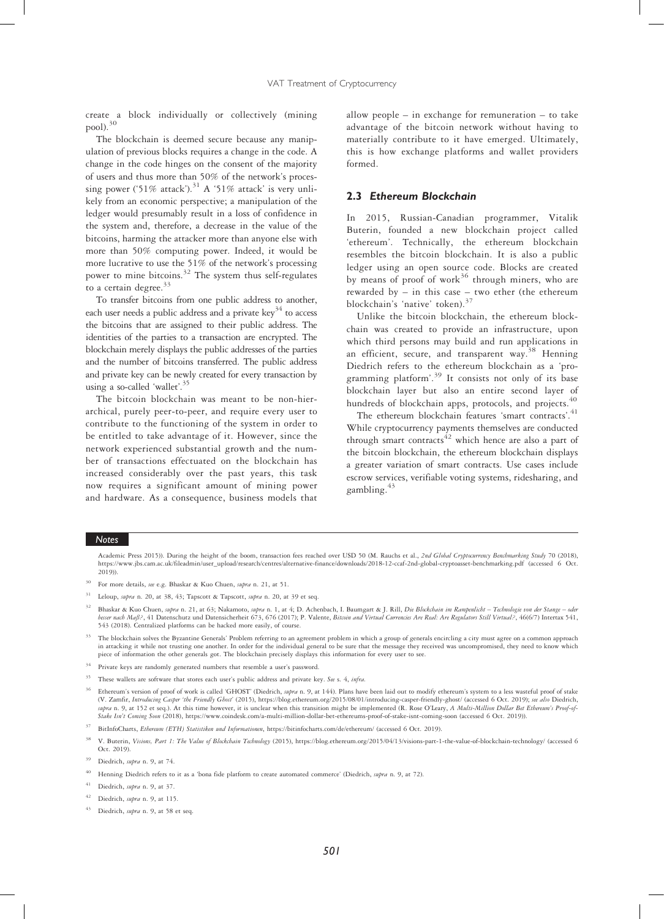create a block individually or collectively (mining pool).[30]

The blockchain is deemed secure because any manipulation of previous blocks requires a change in the code. A change in the code hinges on the consent of the majority of users and thus more than 50% of the network's processing power ('51% attack').[31] A '51% attack' is very unlikely from an economic perspective; a manipulation of the ledger would presumably result in a loss of confidence in the system and, therefore, a decrease in the value of the bitcoins, harming the attacker more than anyone else with more than 50% computing power. Indeed, it would be more lucrative to use the 51% of the network's processing power to mine bitcoins.[32] The system thus self-regulates to a certain degree.[33]

To transfer bitcoins from one public address to another, each user needs a public address and a private key[34] to access the bitcoins that are assigned to their public address. The identities of the parties to a transaction are encrypted. The blockchain merely displays the public addresses of the parties and the number of bitcoins transferred. The public address and private key can be newly created for every transaction by using a so-called 'wallet'.[35]

The bitcoin blockchain was meant to be non-hierarchical, purely peer-to-peer, and require every user to contribute to the functioning of the system in order to be entitled to take advantage of it. However, since the network experienced substantial growth and the number of transactions effectuated on the blockchain has increased considerably over the past years, this task now requires a significant amount of mining power and hardware. As a consequence, business models that allow people – in exchange for remuneration – to take advantage of the bitcoin network without having to materially contribute to it have emerged. Ultimately, this is how exchange platforms and wallet providers formed.

### 2.3 *Ethereum Blockchain*

In 2015, Russian-Canadian programmer, Vitalik Buterin, founded a new blockchain project called 'ethereum'. Technically, the ethereum blockchain resembles the bitcoin blockchain. It is also a public ledger using an open source code. Blocks are created by means of proof of work[36] through miners, who are rewarded by – in this case – two ether (the ethereum blockchain's 'native' token).[37]

Unlike the bitcoin blockchain, the ethereum blockchain was created to provide an infrastructure, upon which third persons may build and run applications in an efficient, secure, and transparent way.[38] Henning Diedrich refers to the ethereum blockchain as a 'programming platform'.[39] It consists not only of its base blockchain layer but also an entire second layer of hundreds of blockchain apps, protocols, and projects.[40]

The ethereum blockchain features 'smart contracts'.[41] While cryptocurrency payments themselves are conducted through smart contracts[42] which hence are also a part of the bitcoin blockchain, the ethereum blockchain displays a greater variation of smart contracts. Use cases include escrow services, verifiable voting systems, ridesharing, and gambling.[43]

---

**Notes**

Academic Press 2015)). During the height of the boom, transaction fees reached over USD 50 (M. Rauchs et al., *2nd Global Cryptocurrency Benchmarking Study* 70 (2018), https://www.jbs.cam.ac.uk/fileadmin/user_upload/research/centres/alternative-finance/downloads/2018-12-ccaf-2nd-global-cryptoasset-benchmarking.pdf (accessed 6 Oct. 2019)).

[30] For more details, *see* e.g. Bhaskar & Kuo Chuen, *supra* n. 21, at 51.

[31] Leloup, *supra* n. 20, at 38, 43; Tapscott & Tapscott, *supra* n. 20, at 39 et seq.

[32] Bhaskar & Kuo Chuen, *supra* n. 21, at 63; Nakamoto, *supra* n. 1, at 4; D. Achenbach, I. Baumgart & J. Rill, *Die Blockchain im Rampenlicht – Technologie von der Stange – oder besser nach Maß?*, 41 Datenschutz und Datensicherheit 673, 676 (2017); P. Valente, *Bitcoin and Virtual Currencies Are Real: Are Regulators Still Virtual?*, 46(6/7) Intertax 541, 543 (2018). Centralized platforms can be hacked more easily, of course.

[33] The blockchain solves the Byzantine Generals' Problem referring to an agreement problem in which a group of generals encircling a city must agree on a common approach in attacking it while not trusting one another. In order for the individual general to be sure that the message they received was uncompromised, they need to know which piece of information the other generals got. The blockchain precisely displays this information for every user to see.

[34] Private keys are randomly generated numbers that resemble a user's password.

[35] These wallets are software that stores each user's public address and private key. *See* s. 4, *infra*.

[36] Ethereum's version of proof of work is called 'GHOST' (Diedrich, *supra* n. 9, at 144). Plans have been laid out to modify ethereum's system to a less wasteful proof of stake (V. Zamfir, *Introducing Casper 'the Friendly Ghost'* (2015), https://blog.ethereum.org/2015/08/01/introducing-casper-friendly-ghost/ (accessed 6 Oct. 2019); *see also* Diedrich, *supra* n. 9, at 152 et seq.). At this time however, it is unclear when this transition might be implemented (R. Rose O'Leary, *A Multi-Million Dollar Bet Ethereum's Proof-of-Stake Isn't Coming Soon* (2018), https://www.coindesk.com/a-multi-million-dollar-bet-ethereums-proof-of-stake-isnt-coming-soon (accessed 6 Oct. 2019)).

[37] BitInfoCharts, *Ethereum (ETH) Statistiken und Informationen*, https://bitinfocharts.com/de/ethereum/ (accessed 6 Oct. 2019).

[38] V. Buterin, *Visions, Part 1: The Value of Blockchain Technology* (2015), https://blog.ethereum.org/2015/04/13/visions-part-1-the-value-of-blockchain-technology/ (accessed 6 Oct. 2019).

[39] Diedrich, *supra* n. 9, at 74.

[40] Henning Diedrich refers to it as a 'bona fide platform to create automated commerce' (Diedrich, *supra* n. 9, at 72).

[41] Diedrich, *supra* n. 9, at 37.

[42] Diedrich, *supra* n. 9, at 115.

[43] Diedrich, *supra* n. 9, at 58 et seq.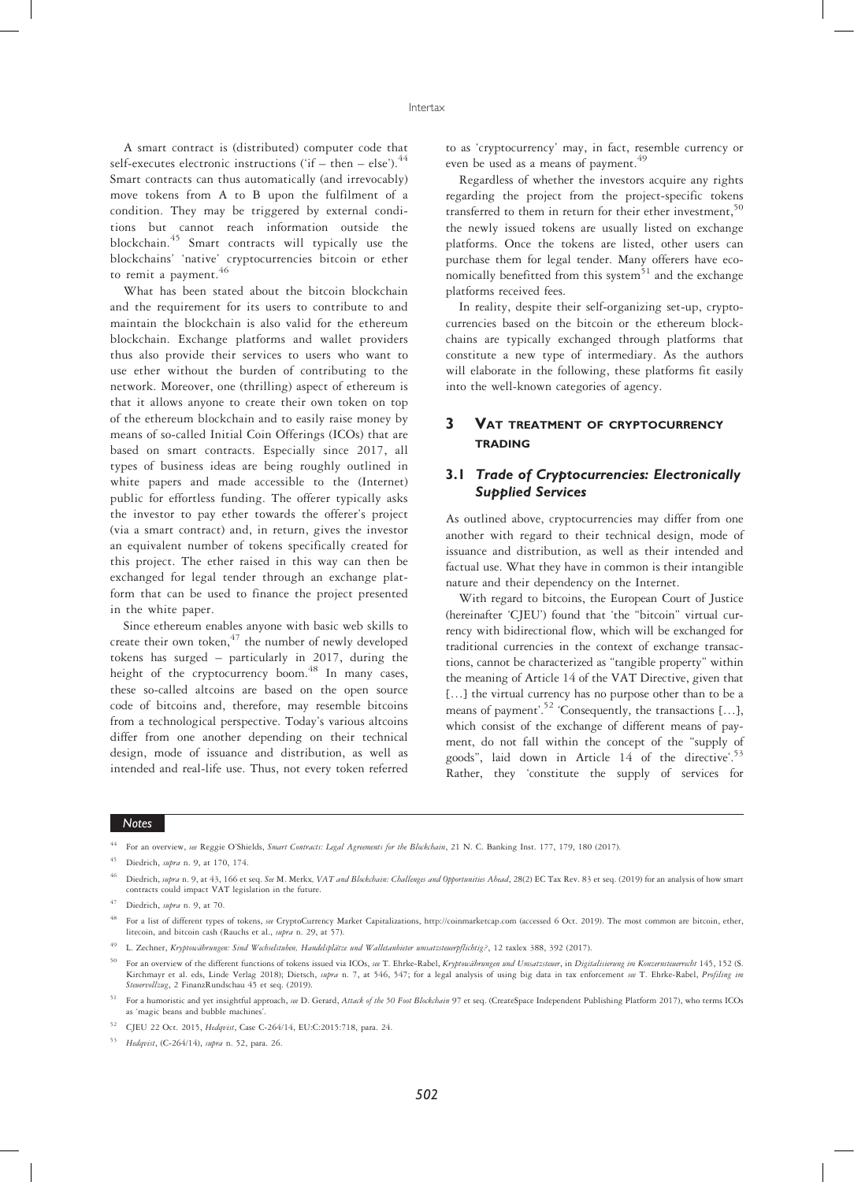A smart contract is (distributed) computer code that self-executes electronic instructions ('if – then – else').[44] Smart contracts can thus automatically (and irrevocably) move tokens from A to B upon the fulfilment of a condition. They may be triggered by external conditions but cannot reach information outside the blockchain.[45] Smart contracts will typically use the blockchains' 'native' cryptocurrencies bitcoin or ether to remit a payment.[46]

What has been stated about the bitcoin blockchain and the requirement for its users to contribute to and maintain the blockchain is also valid for the ethereum blockchain. Exchange platforms and wallet providers thus also provide their services to users who want to use ether without the burden of contributing to the network. Moreover, one (thrilling) aspect of ethereum is that it allows anyone to create their own token on top of the ethereum blockchain and to easily raise money by means of so-called Initial Coin Offerings (ICOs) that are based on smart contracts. Especially since 2017, all types of business ideas are being roughly outlined in white papers and made accessible to the (Internet) public for effortless funding. The offerer typically asks the investor to pay ether towards the offerer's project (via a smart contract) and, in return, gives the investor an equivalent number of tokens specifically created for this project. The ether raised in this way can then be exchanged for legal tender through an exchange platform that can be used to finance the project presented in the white paper.

Since ethereum enables anyone with basic web skills to create their own token,[47] the number of newly developed tokens has surged – particularly in 2017, during the height of the cryptocurrency boom.[48] In many cases, these so-called altcoins are based on the open source code of bitcoins and, therefore, may resemble bitcoins from a technological perspective. Today's various altcoins differ from one another depending on their technical design, mode of issuance and distribution, as well as intended and real-life use. Thus, not every token referred to as 'cryptocurrency' may, in fact, resemble currency or even be used as a means of payment.[49]

Regardless of whether the investors acquire any rights regarding the project from the project-specific tokens transferred to them in return for their ether investment,[50] the newly issued tokens are usually listed on exchange platforms. Once the tokens are listed, other users can purchase them for legal tender. Many offerers have economically benefitted from this system[51] and the exchange platforms received fees.

In reality, despite their self-organizing set-up, cryptocurrencies based on the bitcoin or the ethereum blockchains are typically exchanged through platforms that constitute a new type of intermediary. As the authors will elaborate in the following, these platforms fit easily into the well-known categories of agency.

## 3 VAT treatment of cryptocurrency trading

### 3.1 *Trade of Cryptocurrencies: Electronically Supplied Services*

As outlined above, cryptocurrencies may differ from one another with regard to their technical design, mode of issuance and distribution, as well as their intended and factual use. What they have in common is their intangible nature and their dependency on the Internet.

With regard to bitcoins, the European Court of Justice (hereinafter 'CJEU') found that 'the "bitcoin" virtual currency with bidirectional flow, which will be exchanged for traditional currencies in the context of exchange transactions, cannot be characterized as "tangible property" within the meaning of Article 14 of the VAT Directive, given that […] the virtual currency has no purpose other than to be a means of payment'.[52] 'Consequently, the transactions […], which consist of the exchange of different means of payment, do not fall within the concept of the "supply of goods", laid down in Article 14 of the directive'.[53] Rather, they 'constitute the supply of services for

**Notes**

[44] For an overview, *see* Reggie O'Shields, *Smart Contracts: Legal Agreements for the Blockchain*, 21 N. C. Banking Inst. 177, 179, 180 (2017).

[45] Diedrich, *supra* n. 9, at 170, 174.

[46] Diedrich, *supra* n. 9, at 43, 166 et seq. *See* M. Merkx, *VAT and Blockchain: Challenges and Opportunities Ahead*, 28(2) EC Tax Rev. 83 et seq. (2019) for an analysis of how smart contracts could impact VAT legislation in the future.

[47] Diedrich, *supra* n. 9, at 70.

[48] For a list of different types of tokens, *see* CryptoCurrency Market Capitalizations, http://coinmarketcap.com (accessed 6 Oct. 2019). The most common are bitcoin, ether, litecoin, and bitcoin cash (Rauchs et al., *supra* n. 29, at 57).

[49] L. Zechner, *Kryptowährungen: Sind Wechselstuben, Handelplätze und Walletanbieter umsatzsteuerpflichtig?*, 12 taxlex 388, 392 (2017).

[50] For an overview of the different functions of tokens issued via ICOs, *see* T. Ehrke-Rabel, *Kryptowährungen und Umsatzsteuer*, in *Digitalisierung im Konzernsteuerrecht* 145, 152 (S. Kirchmayr et al. eds, Linde Verlag 2018); Dietsch, *supra* n. 7, at 546, 547; for a legal analysis of using big data in tax enforcement *see* T. Ehrke-Rabel, *Profiling im Steuervollzug*, 2 FinanzRundschau 45 et seq. (2019).

[51] For a humoristic and yet insightful approach, *see* D. Gerard, *Attack of the 50 Foot Blockchain* 97 et seq. (CreateSpace Independent Publishing Platform 2017), who terms ICOs as 'magic beans and bubble machines'.

[52] CJEU 22 Oct. 2015, *Hedqvist*, Case C-264/14, EU:C:2015:718, para. 24.

[53] *Hedqvist*, (C-264/14), *supra* n. 52, para. 26.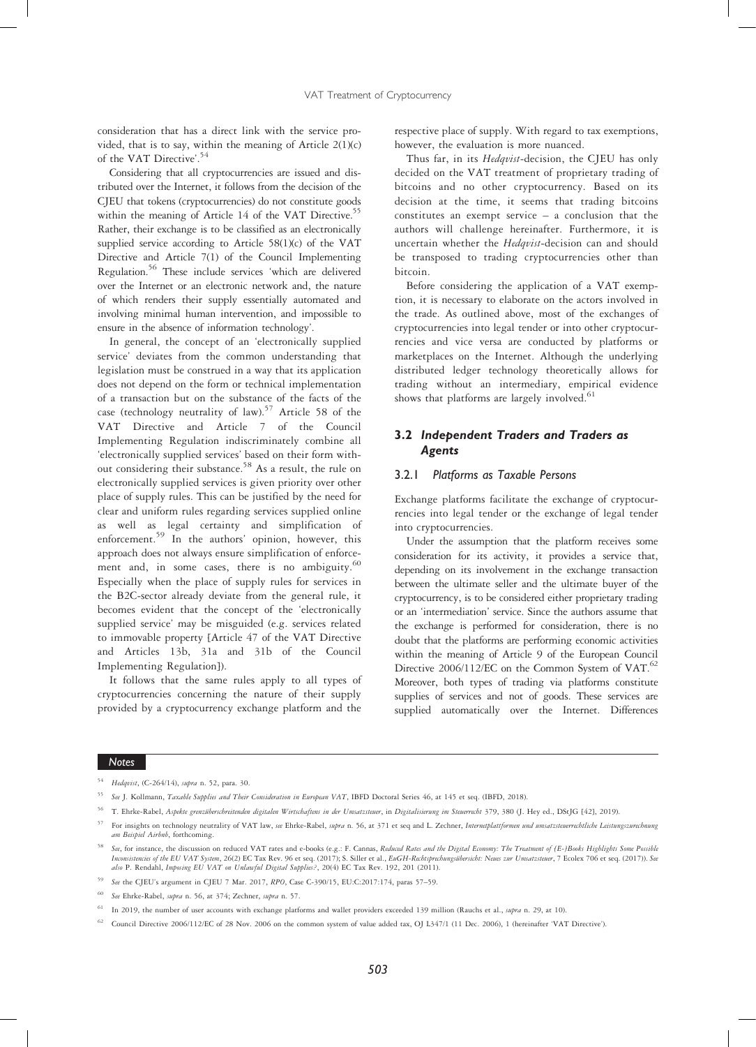consideration that has a direct link with the service provided, that is to say, within the meaning of Article 2(1)(c) of the VAT Directive'.[54]

Considering that all cryptocurrencies are issued and distributed over the Internet, it follows from the decision of the CJEU that tokens (cryptocurrencies) do not constitute goods within the meaning of Article 14 of the VAT Directive.[55] Rather, their exchange is to be classified as an electronically supplied service according to Article 58(1)(c) of the VAT Directive and Article 7(1) of the Council Implementing Regulation.[56] These include services 'which are delivered over the Internet or an electronic network and, the nature of which renders their supply essentially automated and involving minimal human intervention, and impossible to ensure in the absence of information technology'.

In general, the concept of an 'electronically supplied service' deviates from the common understanding that legislation must be construed in a way that its application does not depend on the form or technical implementation of a transaction but on the substance of the facts of the case (technology neutrality of law).[57] Article 58 of the VAT Directive and Article 7 of the Council Implementing Regulation indiscriminately combine all 'electronically supplied services' based on their form without considering their substance.[58] As a result, the rule on electronically supplied services is given priority over other place of supply rules. This can be justified by the need for clear and uniform rules regarding services supplied online as well as legal certainty and simplification of enforcement.[59] In the authors' opinion, however, this approach does not always ensure simplification of enforcement and, in some cases, there is no ambiguity.[60] Especially when the place of supply rules for services in the B2C-sector already deviate from the general rule, it becomes evident that the concept of the 'electronically supplied service' may be misguided (e.g. services related to immovable property [Article 47 of the VAT Directive and Articles 13b, 31a and 31b of the Council Implementing Regulation]).

It follows that the same rules apply to all types of cryptocurrencies concerning the nature of their supply provided by a cryptocurrency exchange platform and the respective place of supply. With regard to tax exemptions, however, the evaluation is more nuanced.

Thus far, in its *Hedqvist*-decision, the CJEU has only decided on the VAT treatment of proprietary trading of bitcoins and no other cryptocurrency. Based on its decision at the time, it seems that trading bitcoins constitutes an exempt service – a conclusion that the authors will challenge hereinafter. Furthermore, it is uncertain whether the *Hedqvist*-decision can and should be transposed to trading cryptocurrencies other than bitcoin.

Before considering the application of a VAT exemption, it is necessary to elaborate on the actors involved in the trade. As outlined above, most of the exchanges of cryptocurrencies into legal tender or into other cryptocurrencies and vice versa are conducted by platforms or marketplaces on the Internet. Although the underlying distributed ledger technology theoretically allows for trading without an intermediary, empirical evidence shows that platforms are largely involved.[61]

## 3.2 Independent Traders and Traders as Agents

### 3.2.1 Platforms as Taxable Persons

Exchange platforms facilitate the exchange of cryptocurrencies into legal tender or the exchange of legal tender into cryptocurrencies.

Under the assumption that the platform receives some consideration for its activity, it provides a service that, depending on its involvement in the exchange transaction between the ultimate seller and the ultimate buyer of the cryptocurrency, is to be considered either proprietary trading or an 'intermediation' service. Since the authors assume that the exchange is performed for consideration, there is no doubt that the platforms are performing economic activities within the meaning of Article 9 of the European Council Directive 2006/112/EC on the Common System of VAT.[62] Moreover, both types of trading via platforms constitute supplies of services and not of goods. These services are supplied automatically over the Internet. Differences

---

[54] *Hedqvist*, (C-264/14), *supra* n. 52, para. 30.

[55] *See* J. Kollmann, *Taxable Supplies and Their Consideration in European VAT*, IBFD Doctoral Series 46, at 145 et seq. (IBFD, 2018).

[56] T. Ehrke-Rabel, *Aspekte grenzüberschreitenden digitalen Wirtschaftens in der Umsatzsteuer*, in *Digitalisierung im Steuerrecht* 379, 380 (J. Hey ed., DStJG [42], 2019).

[57] For insights on technology neutrality of VAT law, *see* Ehrke-Rabel, *supra* n. 56, at 371 et seq and L. Zechner, *Internetplattformen und umsatzsteuerrechtliche Leistungszurechnung am Beispiel Airbnb*, forthcoming.

[58] *See*, for instance, the discussion on reduced VAT rates and e-books (e.g.: F. Cannas, *Reduced Rates and the Digital Economy: The Treatment of (E-)Books Highlights Some Possible Inconsistencies of the EU VAT System*, 26(2) EC Tax Rev. 96 et seq. (2017); S. Siller et al., *EuGH-Rechtsprechungsübersicht: Neues zur Umsatzsteuer*, 7 Ecolex 706 et seq. (2017)). *See also* P. Rendahl, *Imposing EU VAT on Unlawful Digital Supplies?*, 20(4) EC Tax Rev. 192, 201 (2011).

[59] *See* the CJEU's argument in CJEU 7 Mar. 2017, *RPO*, Case C-390/15, EU:C:2017:174, paras 57–59.

[60] *See* Ehrke-Rabel, *supra* n. 56, at 374; Zechner, *supra* n. 57.

[61] In 2019, the number of user accounts with exchange platforms and wallet providers exceeded 139 million (Rauchs et al., *supra* n. 29, at 10).

[62] Council Directive 2006/112/EC of 28 Nov. 2006 on the common system of value added tax, OJ L347/1 (11 Dec. 2006), 1 (hereinafter 'VAT Directive').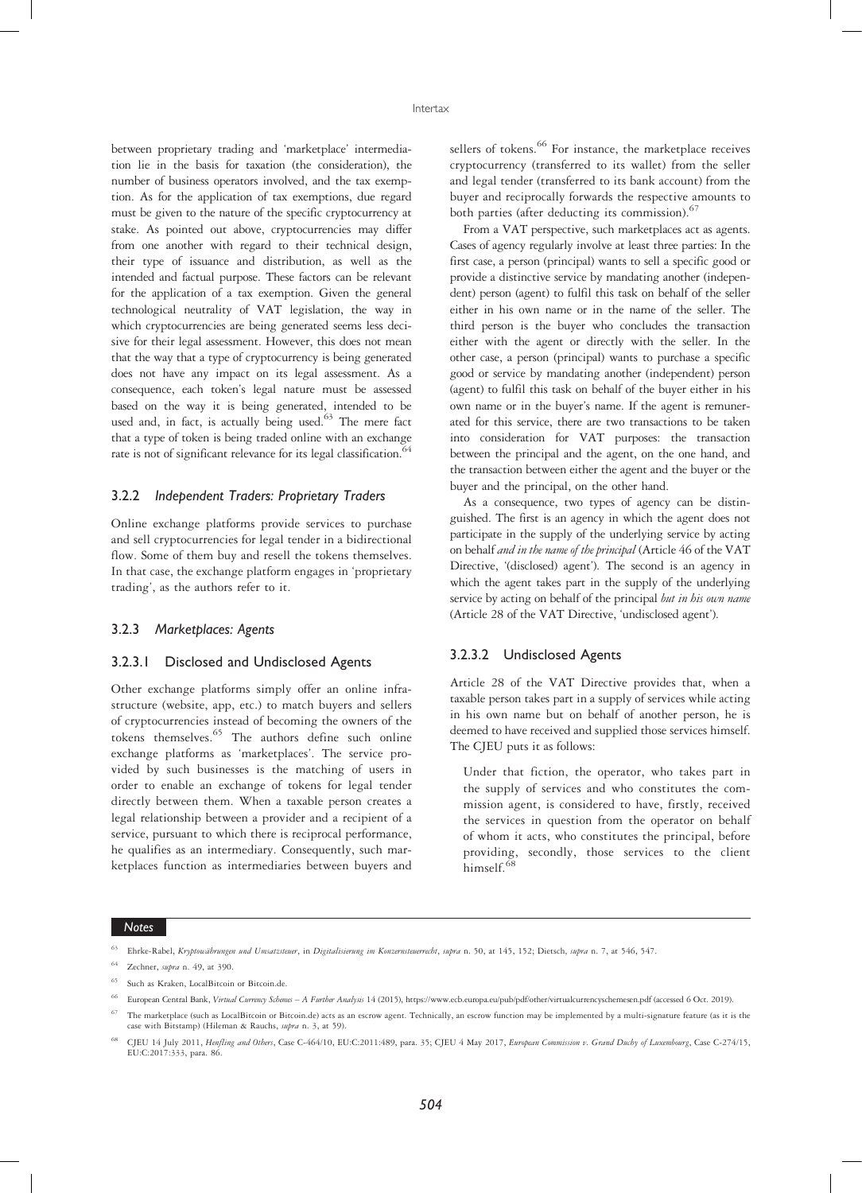between proprietary trading and 'marketplace' intermediation lie in the basis for taxation (the consideration), the number of business operators involved, and the tax exemption. As for the application of tax exemptions, due regard must be given to the nature of the specific cryptocurrency at stake. As pointed out above, cryptocurrencies may differ from one another with regard to their technical design, their type of issuance and distribution, as well as the intended and factual purpose. These factors can be relevant for the application of a tax exemption. Given the general technological neutrality of VAT legislation, the way in which cryptocurrencies are being generated seems less decisive for their legal assessment. However, this does not mean that the way that a type of cryptocurrency is being generated does not have any impact on its legal assessment. As a consequence, each token's legal nature must be assessed based on the way it is being generated, intended to be used and, in fact, is actually being used.[63] The mere fact that a type of token is being traded online with an exchange rate is not of significant relevance for its legal classification.[64]

### 3.2.2 *Independent Traders: Proprietary Traders*

Online exchange platforms provide services to purchase and sell cryptocurrencies for legal tender in a bidirectional flow. Some of them buy and resell the tokens themselves. In that case, the exchange platform engages in 'proprietary trading', as the authors refer to it.

### 3.2.3 *Marketplaces: Agents*

#### 3.2.3.1 Disclosed and Undisclosed Agents

Other exchange platforms simply offer an online infrastructure (website, app, etc.) to match buyers and sellers of cryptocurrencies instead of becoming the owners of the tokens themselves.[65] The authors define such online exchange platforms as 'marketplaces'. The service provided by such businesses is the matching of users in order to enable an exchange of tokens for legal tender directly between them. When a taxable person creates a legal relationship between a provider and a recipient of a service, pursuant to which there is reciprocal performance, he qualifies as an intermediary. Consequently, such marketplaces function as intermediaries between buyers and sellers of tokens.[66] For instance, the marketplace receives cryptocurrency (transferred to its wallet) from the seller and legal tender (transferred to its bank account) from the buyer and reciprocally forwards the respective amounts to both parties (after deducting its commission).[67]

From a VAT perspective, such marketplaces act as agents. Cases of agency regularly involve at least three parties: In the first case, a person (principal) wants to sell a specific good or provide a distinctive service by mandating another (independent) person (agent) to fulfil this task on behalf of the seller either in his own name or in the name of the seller. The third person is the buyer who concludes the transaction either with the agent or directly with the seller. In the other case, a person (principal) wants to purchase a specific good or service by mandating another (independent) person (agent) to fulfil this task on behalf of the buyer either in his own name or in the buyer's name. If the agent is remunerated for this service, there are two transactions to be taken into consideration for VAT purposes: the transaction between the principal and the agent, on the one hand, and the transaction between either the agent and the buyer or the buyer and the principal, on the other hand.

As a consequence, two types of agency can be distinguished. The first is an agency in which the agent does not participate in the supply of the underlying service by acting on behalf *and in the name of the principal* (Article 46 of the VAT Directive, '(disclosed) agent'). The second is an agency in which the agent takes part in the supply of the underlying service by acting on behalf of the principal *but in his own name* (Article 28 of the VAT Directive, 'undisclosed agent').

#### 3.2.3.2 Undisclosed Agents

Article 28 of the VAT Directive provides that, when a taxable person takes part in a supply of services while acting in his own name but on behalf of another person, he is deemed to have received and supplied those services himself. The CJEU puts it as follows:

> Under that fiction, the operator, who takes part in the supply of services and who constitutes the commission agent, is considered to have, firstly, received the services in question from the operator on behalf of whom it acts, who constitutes the principal, before providing, secondly, those services to the client himself.[68]

---

**Notes**

[63] Ehrke-Rabel, *Kryptowährungen und Umsatzsteuer*, in *Digitalisierung im Konzernsteuerrecht*, *supra* n. 50, at 145, 152; Dietsch, *supra* n. 7, at 546, 547.

[64] Zechner, *supra* n. 49, at 390.

[65] Such as Kraken, LocalBitcoin or Bitcoin.de.

[66] European Central Bank, *Virtual Currency Schemes – A Further Analysis* 14 (2015), https://www.ecb.europa.eu/pub/pdf/other/virtualcurrencyschemesen.pdf (accessed 6 Oct. 2019).

[67] The marketplace (such as LocalBitcoin or Bitcoin.de) acts as an escrow agent. Technically, an escrow function may be implemented by a multi-signature feature (as it is the case with Bitstamp) (Hileman & Rauchs, *supra* n. 3, at 59).

[68] CJEU 14 July 2011, *Henfling and Others*, Case C-464/10, EU:C:2011:489, para. 35; CJEU 4 May 2017, *European Commission v. Grand Duchy of Luxembourg*, Case C-274/15, EU:C:2017:333, para. 86.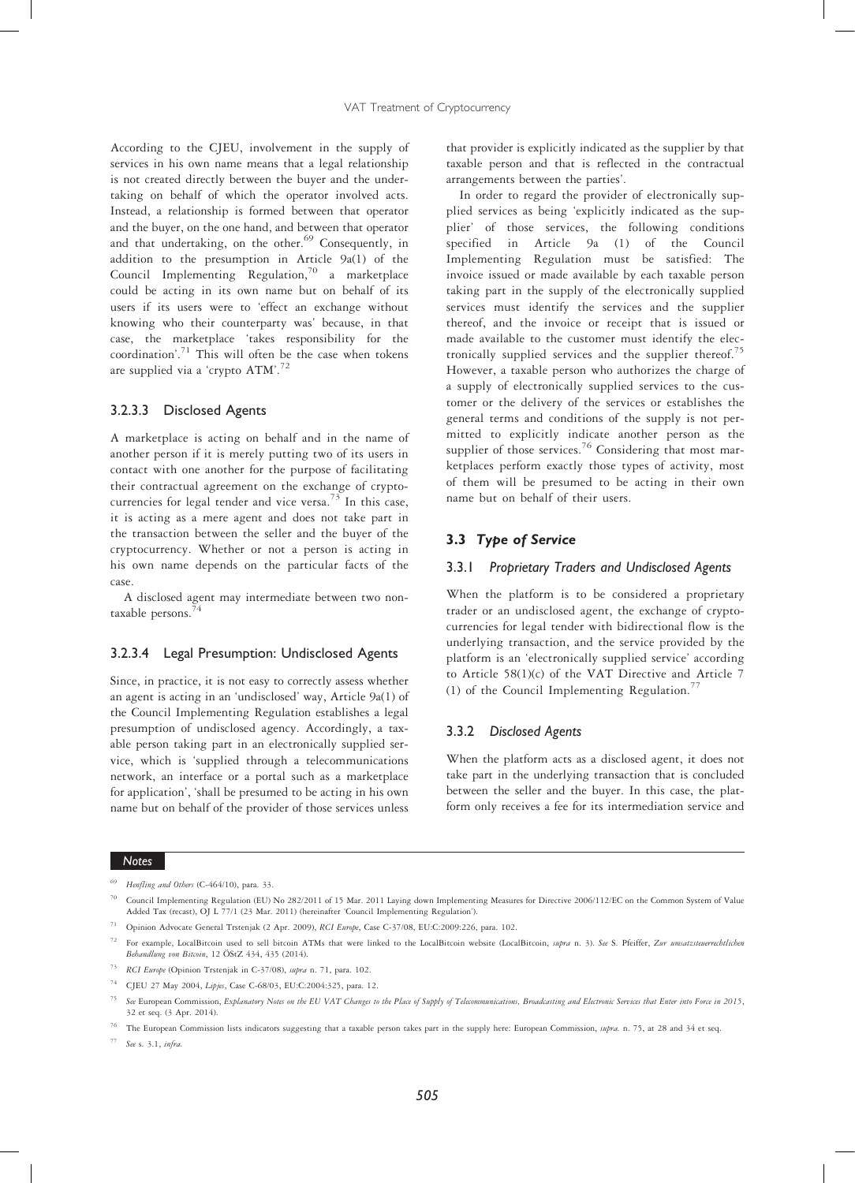According to the CJEU, involvement in the supply of services in his own name means that a legal relationship is not created directly between the buyer and the undertaking on behalf of which the operator involved acts. Instead, a relationship is formed between that operator and the buyer, on the one hand, and between that operator and that undertaking, on the other.[69] Consequently, in addition to the presumption in Article 9a(1) of the Council Implementing Regulation,[70] a marketplace could be acting in its own name but on behalf of its users if its users were to 'effect an exchange without knowing who their counterparty was' because, in that case, the marketplace 'takes responsibility for the coordination'.[71] This will often be the case when tokens are supplied via a 'crypto ATM'.[72]

#### 3.2.3.3 Disclosed Agents

A marketplace is acting on behalf and in the name of another person if it is merely putting two of its users in contact with one another for the purpose of facilitating their contractual agreement on the exchange of cryptocurrencies for legal tender and vice versa.[73] In this case, it is acting as a mere agent and does not take part in the transaction between the seller and the buyer of the cryptocurrency. Whether or not a person is acting in his own name depends on the particular facts of the case.

A disclosed agent may intermediate between two non-taxable persons.[74]

#### 3.2.3.4 Legal Presumption: Undisclosed Agents

Since, in practice, it is not easy to correctly assess whether an agent is acting in an 'undisclosed' way, Article 9a(1) of the Council Implementing Regulation establishes a legal presumption of undisclosed agency. Accordingly, a taxable person taking part in an electronically supplied service, which is 'supplied through a telecommunications network, an interface or a portal such as a marketplace for application', 'shall be presumed to be acting in his own name but on behalf of the provider of those services unless that provider is explicitly indicated as the supplier by that taxable person and that is reflected in the contractual arrangements between the parties'.

In order to regard the provider of electronically supplied services as being 'explicitly indicated as the supplier' of those services, the following conditions specified in Article 9a (1) of the Council Implementing Regulation must be satisfied: The invoice issued or made available by each taxable person taking part in the supply of the electronically supplied services must identify the services and the supplier thereof, and the invoice or receipt that is issued or made available to the customer must identify the electronically supplied services and the supplier thereof.[75] However, a taxable person who authorizes the charge of a supply of electronically supplied services to the customer or the delivery of the services or establishes the general terms and conditions of the supply is not permitted to explicitly indicate another person as the supplier of those services.[76] Considering that most marketplaces perform exactly those types of activity, most of them will be presumed to be acting in their own name but on behalf of their users.

### 3.3 *Type of Service*

#### 3.3.1 *Proprietary Traders and Undisclosed Agents*

When the platform is to be considered a proprietary trader or an undisclosed agent, the exchange of cryptocurrencies for legal tender with bidirectional flow is the underlying transaction, and the service provided by the platform is an 'electronically supplied service' according to Article 58(1)(c) of the VAT Directive and Article 7 (1) of the Council Implementing Regulation.[77]

#### 3.3.2 *Disclosed Agents*

When the platform acts as a disclosed agent, it does not take part in the underlying transaction that is concluded between the seller and the buyer. In this case, the platform only receives a fee for its intermediation service and

---

**Notes**

[69] *Henfling and Others* (C-464/10), para. 33.

[70] Council Implementing Regulation (EU) No 282/2011 of 15 Mar. 2011 Laying down Implementing Measures for Directive 2006/112/EC on the Common System of Value Added Tax (recast), OJ L 77/1 (23 Mar. 2011) (hereinafter 'Council Implementing Regulation').

[71] Opinion Advocate General Trstenjak (2 Apr. 2009), *RCI Europe*, Case C-37/08, EU:C:2009:226, para. 102.

[72] For example, LocalBitcoin used to sell bitcoin ATMs that were linked to the LocalBitcoin website (LocalBitcoin, *supra* n. 3). *See* S. Pfeiffer, *Zur umsatzsteuerrechtlichen Behandlung von Bitcoin*, 12 ÖStZ 434, 435 (2014).

[73] *RCI Europe* (Opinion Trstenjak in C-37/08), *supra* n. 71, para. 102.

[74] CJEU 27 May 2004, *Lipjes*, Case C-68/03, EU:C:2004:325, para. 12.

[75] *See* European Commission, *Explanatory Notes on the EU VAT Changes to the Place of Supply of Telecommunications, Broadcasting and Electronic Services that Enter into Force in 2015*, 32 et seq. (3 Apr. 2014).

[76] The European Commission lists indicators suggesting that a taxable person takes part in the supply here: European Commission, *supra*. n. 75, at 28 and 34 et seq.

[77] *See* s. 3.1, *infra*.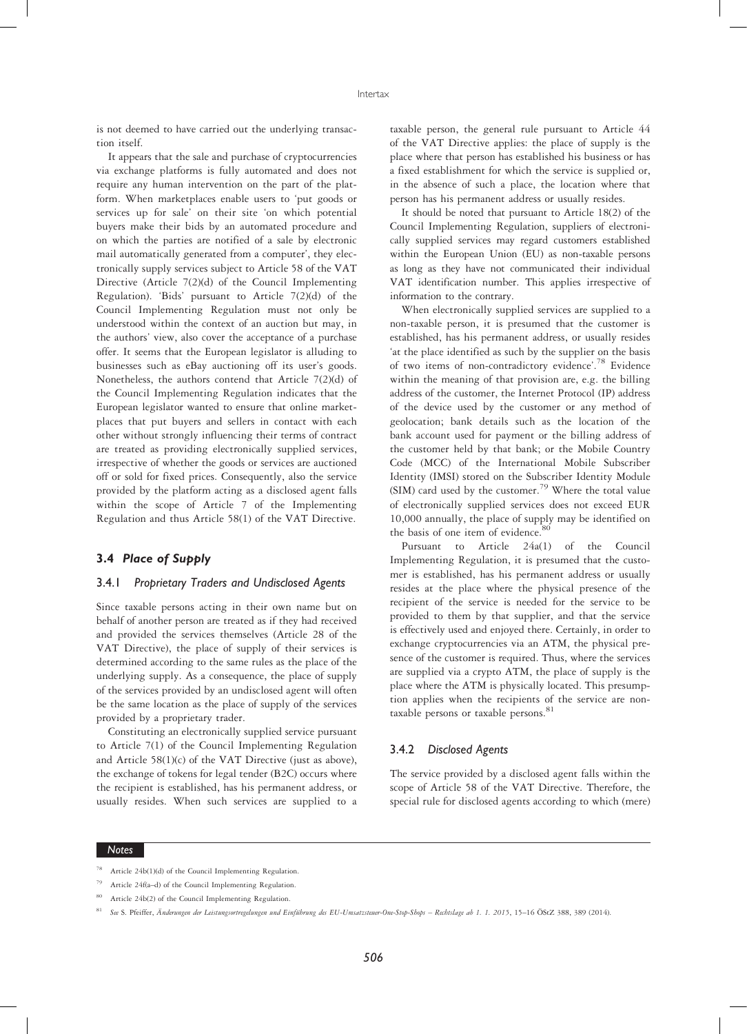is not deemed to have carried out the underlying transaction itself.

It appears that the sale and purchase of cryptocurrencies via exchange platforms is fully automated and does not require any human intervention on the part of the platform. When marketplaces enable users to 'put goods or services up for sale' on their site 'on which potential buyers make their bids by an automated procedure and on which the parties are notified of a sale by electronic mail automatically generated from a computer', they electronically supply services subject to Article 58 of the VAT Directive (Article 7(2)(d) of the Council Implementing Regulation). 'Bids' pursuant to Article 7(2)(d) of the Council Implementing Regulation must not only be understood within the context of an auction but may, in the authors' view, also cover the acceptance of a purchase offer. It seems that the European legislator is alluding to businesses such as eBay auctioning off its user's goods. Nonetheless, the authors contend that Article 7(2)(d) of the Council Implementing Regulation indicates that the European legislator wanted to ensure that online marketplaces that put buyers and sellers in contact with each other without strongly influencing their terms of contract are treated as providing electronically supplied services, irrespective of whether the goods or services are auctioned off or sold for fixed prices. Consequently, also the service provided by the platform acting as a disclosed agent falls within the scope of Article 7 of the Implementing Regulation and thus Article 58(1) of the VAT Directive.

## 3.4 *Place of Supply*

### 3.4.1 *Proprietary Traders and Undisclosed Agents*

Since taxable persons acting in their own name but on behalf of another person are treated as if they had received and provided the services themselves (Article 28 of the VAT Directive), the place of supply of their services is determined according to the same rules as the place of the underlying supply. As a consequence, the place of supply of the services provided by an undisclosed agent will often be the same location as the place of supply of the services provided by a proprietary trader.

Constituting an electronically supplied service pursuant to Article 7(1) of the Council Implementing Regulation and Article 58(1)(c) of the VAT Directive (just as above), the exchange of tokens for legal tender (B2C) occurs where the recipient is established, has his permanent address, or usually resides. When such services are supplied to a taxable person, the general rule pursuant to Article 44 of the VAT Directive applies: the place of supply is the place where that person has established his business or has a fixed establishment for which the service is supplied or, in the absence of such a place, the location where that person has his permanent address or usually resides.

It should be noted that pursuant to Article 18(2) of the Council Implementing Regulation, suppliers of electronically supplied services may regard customers established within the European Union (EU) as non-taxable persons as long as they have not communicated their individual VAT identification number. This applies irrespective of information to the contrary.

When electronically supplied services are supplied to a non-taxable person, it is presumed that the customer is established, has his permanent address, or usually resides 'at the place identified as such by the supplier on the basis of two items of non-contradictory evidence'.[78] Evidence within the meaning of that provision are, e.g. the billing address of the customer, the Internet Protocol (IP) address of the device used by the customer or any method of geolocation; bank details such as the location of the bank account used for payment or the billing address of the customer held by that bank; or the Mobile Country Code (MCC) of the International Mobile Subscriber Identity (IMSI) stored on the Subscriber Identity Module (SIM) card used by the customer.[79] Where the total value of electronically supplied services does not exceed EUR 10,000 annually, the place of supply may be identified on the basis of one item of evidence.[80]

Pursuant to Article 24a(1) of the Council Implementing Regulation, it is presumed that the customer is established, has his permanent address or usually resides at the place where the physical presence of the recipient of the service is needed for the service to be provided to them by that supplier, and that the service is effectively used and enjoyed there. Certainly, in order to exchange cryptocurrencies via an ATM, the physical presence of the customer is required. Thus, where the services are supplied via a crypto ATM, the place of supply is the place where the ATM is physically located. This presumption applies when the recipients of the service are non-taxable persons or taxable persons.[81]

### 3.4.2 *Disclosed Agents*

The service provided by a disclosed agent falls within the scope of Article 58 of the VAT Directive. Therefore, the special rule for disclosed agents according to which (mere)

---

*Notes*

[78] Article 24b(1)(d) of the Council Implementing Regulation.

[79] Article 24f(a–d) of the Council Implementing Regulation.

[80] Article 24b(2) of the Council Implementing Regulation.

[81] *See* S. Pfeiffer, *Änderungen der Leistungsortregelungen und Einführung des EU-Umsatzsteuer-One-Stop-Shops – Rechtslage ab 1. 1. 2015*, 15–16 ÖStZ 388, 389 (2014).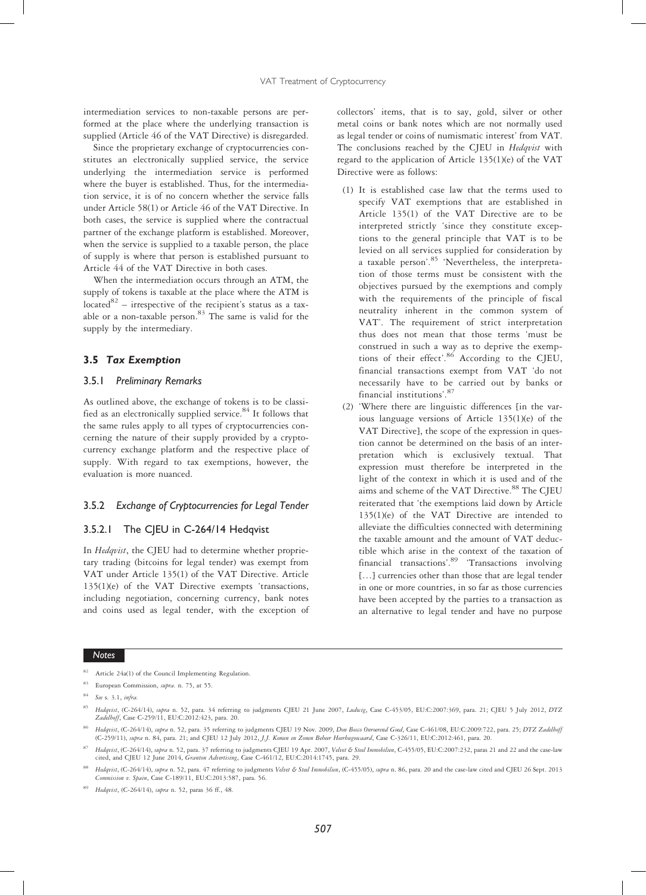intermediation services to non-taxable persons are performed at the place where the underlying transaction is supplied (Article 46 of the VAT Directive) is disregarded.

Since the proprietary exchange of cryptocurrencies constitutes an electronically supplied service, the service underlying the intermediation service is performed where the buyer is established. Thus, for the intermediation service, it is of no concern whether the service falls under Article 58(1) or Article 46 of the VAT Directive. In both cases, the service is supplied where the contractual partner of the exchange platform is established. Moreover, when the service is supplied to a taxable person, the place of supply is where that person is established pursuant to Article 44 of the VAT Directive in both cases.

When the intermediation occurs through an ATM, the supply of tokens is taxable at the place where the ATM is located[82] – irrespective of the recipient's status as a taxable or a non-taxable person.[83] The same is valid for the supply by the intermediary.

### 3.5 *Tax Exemption*

#### 3.5.1 *Preliminary Remarks*

As outlined above, the exchange of tokens is to be classified as an electronically supplied service.[84] It follows that the same rules apply to all types of cryptocurrencies concerning the nature of their supply provided by a cryptocurrency exchange platform and the respective place of supply. With regard to tax exemptions, however, the evaluation is more nuanced.

#### 3.5.2 *Exchange of Cryptocurrencies for Legal Tender*

##### 3.5.2.1 The CJEU in C-264/14 Hedqvist

In *Hedqvist*, the CJEU had to determine whether proprietary trading (bitcoins for legal tender) was exempt from VAT under Article 135(1) of the VAT Directive. Article 135(1)(e) of the VAT Directive exempts 'transactions, including negotiation, concerning currency, bank notes and coins used as legal tender, with the exception of collectors' items, that is to say, gold, silver or other metal coins or bank notes which are not normally used as legal tender or coins of numismatic interest' from VAT. The conclusions reached by the CJEU in *Hedqvist* with regard to the application of Article 135(1)(e) of the VAT Directive were as follows:

(1) It is established case law that the terms used to specify VAT exemptions that are established in Article 135(1) of the VAT Directive are to be interpreted strictly 'since they constitute exceptions to the general principle that VAT is to be levied on all services supplied for consideration by a taxable person'.[85] 'Nevertheless, the interpretation of those terms must be consistent with the objectives pursued by the exemptions and comply with the requirements of the principle of fiscal neutrality inherent in the common system of VAT'. The requirement of strict interpretation thus does not mean that those terms 'must be construed in such a way as to deprive the exemptions of their effect'.[86] According to the CJEU, financial transactions exempt from VAT 'do not necessarily have to be carried out by banks or financial institutions'.[87]

(2) 'Where there are linguistic differences [in the various language versions of Article 135(1)(e) of the VAT Directive], the scope of the expression in question cannot be determined on the basis of an interpretation which is exclusively textual. That expression must therefore be interpreted in the light of the context in which it is used and of the aims and scheme of the VAT Directive.[88] The CJEU reiterated that 'the exemptions laid down by Article 135(1)(e) of the VAT Directive are intended to alleviate the difficulties connected with determining the taxable amount and the amount of VAT deductible which arise in the context of the taxation of financial transactions'.[89] 'Transactions involving […] currencies other than those that are legal tender in one or more countries, in so far as those currencies have been accepted by the parties to a transaction as an alternative to legal tender and have no purpose

---

**Notes**

[82] Article 24a(1) of the Council Implementing Regulation.

[83] European Commission, *supra* n. 75, at 55.

[84] *See* s. 3.1, *infra*.

[85] *Hedqvist*, (C-264/14), *supra* n. 52, para. 34 referring to judgments CJEU 21 June 2007, *Ludwig*, Case C-453/05, EU:C:2007:369, para. 21; CJEU 5 July 2012, *DTZ Zadelhoff*, Case C-259/11, EU:C:2012:423, para. 20.

[86] *Hedqvist*, (C-264/14), *supra* n. 52, para. 35 referring to judgments CJEU 19 Nov. 2009, *Don Bosco Onroerend Goed*, Case C-461/08, EU:C:2009:722, para. 25; *DTZ Zadelhoff* (C-259/11), *supra* n. 84, para. 21; and CJEU 12 July 2012, *J.J. Komen en Zonen Beheer Heerhugowaard*, Case C-326/11, EU:C:2012:461, para. 20.

[87] *Hedqvist*, (C-264/14), *supra* n. 52, para. 37 referring to judgments CJEU 19 Apr. 2007, *Velvet & Steel Immobilien*, C-455/05, EU:C:2007:232, paras 21 and 22 and the case-law cited, and CJEU 12 June 2014, *Granton Advertising*, Case C-461/12, EU:C:2014:1745, para. 29.

[88] *Hedqvist*, (C-264/14), *supra* n. 52, para. 47 referring to judgments *Velvet & Steel Immobilien*, (C-455/05), *supra* n. 86, para. 20 and the case-law cited and CJEU 26 Sept. 2013 *Commission v. Spain*, Case C-189/11, EU:C:2013:587, para. 56.

[89] *Hedqvist*, (C-264/14), *supra* n. 52, paras 36 ff., 48.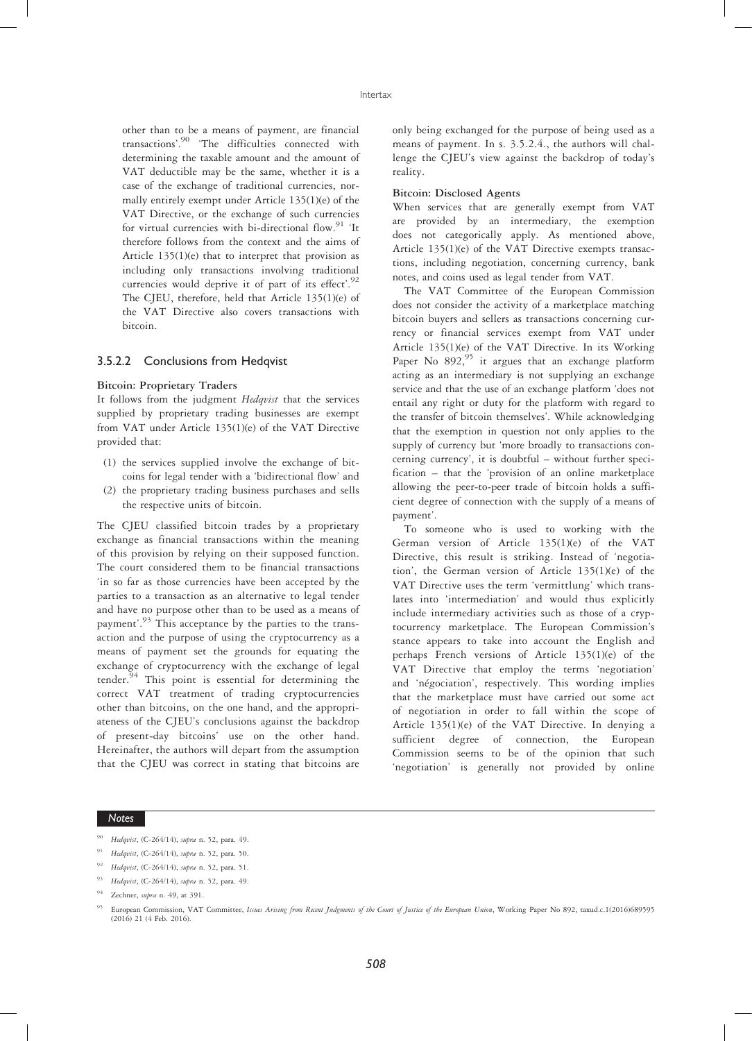other than to be a means of payment, are financial transactions'.[90] 'The difficulties connected with determining the taxable amount and the amount of VAT deductible may be the same, whether it is a case of the exchange of traditional currencies, normally entirely exempt under Article 135(1)(e) of the VAT Directive, or the exchange of such currencies for virtual currencies with bi-directional flow.[91] 'It therefore follows from the context and the aims of Article 135(1)(e) that to interpret that provision as including only transactions involving traditional currencies would deprive it of part of its effect'.[92] The CJEU, therefore, held that Article 135(1)(e) of the VAT Directive also covers transactions with bitcoin.

### 3.5.2.2 Conclusions from Hedqvist

**Bitcoin: Proprietary Traders**

It follows from the judgment *Hedqvist* that the services supplied by proprietary trading businesses are exempt from VAT under Article 135(1)(e) of the VAT Directive provided that:

(1) the services supplied involve the exchange of bitcoins for legal tender with a 'bidirectional flow' and
(2) the proprietary trading business purchases and sells the respective units of bitcoin.

The CJEU classified bitcoin trades by a proprietary exchange as financial transactions within the meaning of this provision by relying on their supposed function. The court considered them to be financial transactions 'in so far as those currencies have been accepted by the parties to a transaction as an alternative to legal tender and have no purpose other than to be used as a means of payment'.[93] This acceptance by the parties to the transaction and the purpose of using the cryptocurrency as a means of payment set the grounds for equating the exchange of cryptocurrency with the exchange of legal tender.[94] This point is essential for determining the correct VAT treatment of trading cryptocurrencies other than bitcoins, on the one hand, and the appropriateness of the CJEU's conclusions against the backdrop of present-day bitcoins' use on the other hand. Hereinafter, the authors will depart from the assumption that the CJEU was correct in stating that bitcoins are only being exchanged for the purpose of being used as a means of payment. In s. 3.5.2.4., the authors will challenge the CJEU's view against the backdrop of today's reality.

**Bitcoin: Disclosed Agents**

When services that are generally exempt from VAT are provided by an intermediary, the exemption does not categorically apply. As mentioned above, Article 135(1)(e) of the VAT Directive exempts transactions, including negotiation, concerning currency, bank notes, and coins used as legal tender from VAT.

The VAT Committee of the European Commission does not consider the activity of a marketplace matching bitcoin buyers and sellers as transactions concerning currency or financial services exempt from VAT under Article 135(1)(e) of the VAT Directive. In its Working Paper No 892,[95] it argues that an exchange platform acting as an intermediary is not supplying an exchange service and that the use of an exchange platform 'does not entail any right or duty for the platform with regard to the transfer of bitcoin themselves'. While acknowledging that the exemption in question not only applies to the supply of currency but 'more broadly to transactions concerning currency', it is doubtful – without further specification – that the 'provision of an online marketplace allowing the peer-to-peer trade of bitcoin holds a sufficient degree of connection with the supply of a means of payment'.

To someone who is used to working with the German version of Article 135(1)(e) of the VAT Directive, this result is striking. Instead of 'negotiation', the German version of Article 135(1)(e) of the VAT Directive uses the term 'vermittlung' which translates into 'intermediation' and would thus explicitly include intermediary activities such as those of a cryptocurrency marketplace. The European Commission's stance appears to take into account the English and perhaps French versions of Article 135(1)(e) of the VAT Directive that employ the terms 'negotiation' and 'négociation', respectively. This wording implies that the marketplace must have carried out some act of negotiation in order to fall within the scope of Article 135(1)(e) of the VAT Directive. In denying a sufficient degree of connection, the European Commission seems to be of the opinion that such 'negotiation' is generally not provided by online

**Notes**

[90] *Hedqvist*, (C-264/14), *supra* n. 52, para. 49.

[91] *Hedqvist*, (C-264/14), *supra* n. 52, para. 50.

[92] *Hedqvist*, (C-264/14), *supra* n. 52, para. 51.

[93] *Hedqvist*, (C-264/14), *supra* n. 52, para. 49.

[94] Zechner, *supra* n. 49, at 391.

[95] European Commission, VAT Committee, *Issues Arising from Recent Judgments of the Court of Justice of the European Union*, Working Paper No 892, taxud.c.1(2016)689595 (2016) 21 (4 Feb. 2016).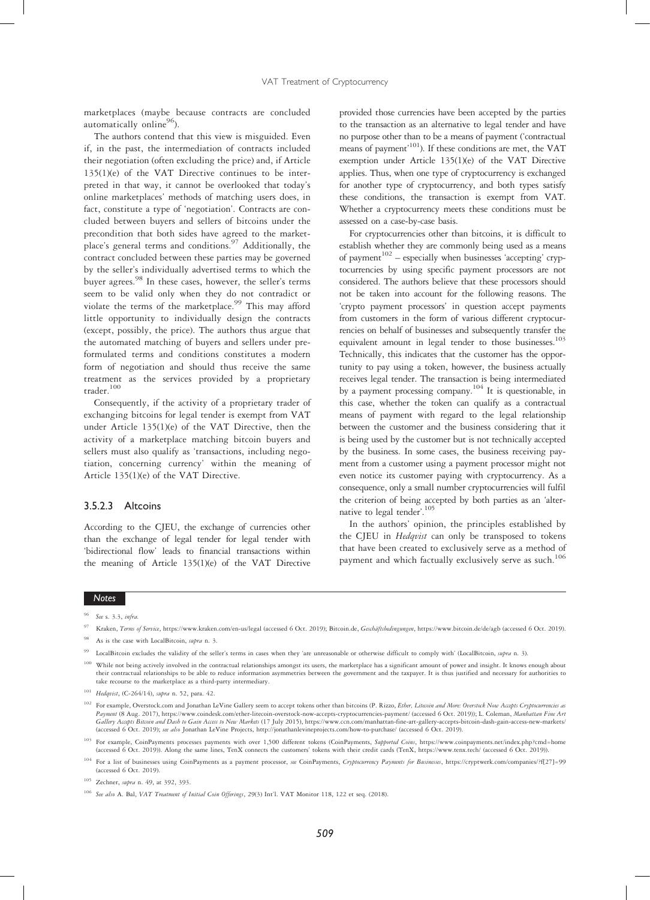marketplaces (maybe because contracts are concluded automatically online[96]).

The authors contend that this view is misguided. Even if, in the past, the intermediation of contracts included their negotiation (often excluding the price) and, if Article 135(1)(e) of the VAT Directive continues to be interpreted in that way, it cannot be overlooked that today's online marketplaces' methods of matching users does, in fact, constitute a type of 'negotiation'. Contracts are concluded between buyers and sellers of bitcoins under the precondition that both sides have agreed to the marketplace's general terms and conditions.[97] Additionally, the contract concluded between these parties may be governed by the seller's individually advertised terms to which the buyer agrees.[98] In these cases, however, the seller's terms seem to be valid only when they do not contradict or violate the terms of the marketplace.[99] This may afford little opportunity to individually design the contracts (except, possibly, the price). The authors thus argue that the automated matching of buyers and sellers under preformulated terms and conditions constitutes a modern form of negotiation and should thus receive the same treatment as the services provided by a proprietary trader.[100]

Consequently, if the activity of a proprietary trader of exchanging bitcoins for legal tender is exempt from VAT under Article 135(1)(e) of the VAT Directive, then the activity of a marketplace matching bitcoin buyers and sellers must also qualify as 'transactions, including negotiation, concerning currency' within the meaning of Article 135(1)(e) of the VAT Directive.

#### 3.5.2.3 Altcoins

According to the CJEU, the exchange of currencies other than the exchange of legal tender for legal tender with 'bidirectional flow' leads to financial transactions within the meaning of Article 135(1)(e) of the VAT Directive provided those currencies have been accepted by the parties to the transaction as an alternative to legal tender and have no purpose other than to be a means of payment ('contractual means of payment'[101]). If these conditions are met, the VAT exemption under Article 135(1)(e) of the VAT Directive applies. Thus, when one type of cryptocurrency is exchanged for another type of cryptocurrency, and both types satisfy these conditions, the transaction is exempt from VAT. Whether a cryptocurrency meets these conditions must be assessed on a case-by-case basis.

For cryptocurrencies other than bitcoins, it is difficult to establish whether they are commonly being used as a means of payment[102] – especially when businesses 'accepting' cryptocurrencies by using specific payment processors are not considered. The authors believe that these processors should not be taken into account for the following reasons. The 'crypto payment processors' in question accept payments from customers in the form of various different cryptocurrencies on behalf of businesses and subsequently transfer the equivalent amount in legal tender to those businesses.[103] Technically, this indicates that the customer has the opportunity to pay using a token, however, the business actually receives legal tender. The transaction is being intermediated by a payment processing company.[104] It is questionable, in this case, whether the token can qualify as a contractual means of payment with regard to the legal relationship between the customer and the business considering that it is being used by the customer but is not technically accepted by the business. In some cases, the business receiving payment from a customer using a payment processor might not even notice its customer paying with cryptocurrency. As a consequence, only a small number cryptocurrencies will fulfil the criterion of being accepted by both parties as an 'alternative to legal tender'.[105]

In the authors' opinion, the principles established by the CJEU in *Hedqvist* can only be transposed to tokens that have been created to exclusively serve as a method of payment and which factually exclusively serve as such.[106]

**Notes**

[96] *See* s. 3.3, *infra*.

[97] Kraken, *Terms of Service*, https://www.kraken.com/en-us/legal (accessed 6 Oct. 2019); Bitcoin.de, *Geschäftsbedingungen*, https://www.bitcoin.de/de/agb (accessed 6 Oct. 2019).

[98] As is the case with LocalBitcoin, *supra* n. 3.

[99] LocalBitcoin excludes the validity of the seller's terms in cases when they 'are unreasonable or otherwise difficult to comply with' (LocalBitcoin, *supra* n. 3).

[100] While not being actively involved in the contractual relationships amongst its users, the marketplace has a significant amount of power and insight. It knows enough about their contractual relationships to be able to reduce information asymmetries between the government and the taxpayer. It is thus justified and necessary for authorities to take recourse to the marketplace as a third-party intermediary.

[101] *Hedqvist*, (C-264/14), *supra* n. 52, para. 42.

[102] For example, Overstock.com and Jonathan LeVine Gallery seem to accept tokens other than bitcoins (P. Rizzo, *Ether, Litecoin and More: Overstock Now Accepts Cryptocurrencies as Payment* (8 Aug. 2017), https://www.coindesk.com/ether-litecoin-overstock-now-accepts-cryptocurrencies-payment/ (accessed 6 Oct. 2019)); L. Coleman, *Manhattan Fine Art Gallery Accepts Bitcoin and Dash to Gain Access to New Markets* (17 July 2015), https://www.ccn.com/manhattan-fine-art-gallery-accepts-bitcoin-dash-gain-access-new-markets/ (accessed 6 Oct. 2019); *see also* Jonathan LeVine Projects, http://jonathanlevineprojects.com/how-to-purchase/ (accessed 6 Oct. 2019).

[103] For example, CoinPayments processes payments with over 1,500 different tokens (CoinPayments, *Supported Coins*, https://www.coinpayments.net/index.php?cmd=home (accessed 6 Oct. 2019)). Along the same lines, TenX connects the customers' tokens with their credit cards (TenX, https://www.tenx.tech/ (accessed 6 Oct. 2019)).

[104] For a list of businesses using CoinPayments as a payment processor, *see* CoinPayments, *Cryptocurrency Payments for Businesses*, https://cryptwerk.com/companies/?f[27]=99 (accessed 6 Oct. 2019).

[105] Zechner, *supra* n. 49, at 392, 393.

[106] *See also* A. Bal, *VAT Treatment of Initial Coin Offerings*, 29(3) Int'l. VAT Monitor 118, 122 et seq. (2018).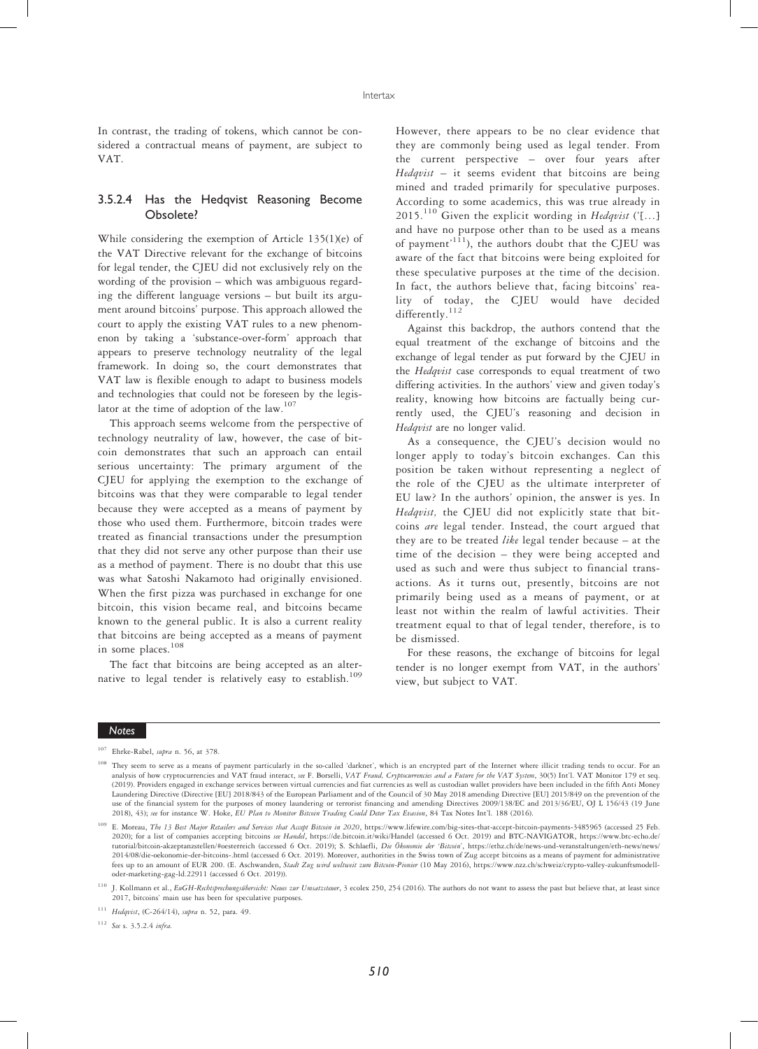In contrast, the trading of tokens, which cannot be considered a contractual means of payment, are subject to VAT.

#### 3.5.2.4 Has the Hedqvist Reasoning Become Obsolete?

While considering the exemption of Article 135(1)(e) of the VAT Directive relevant for the exchange of bitcoins for legal tender, the CJEU did not exclusively rely on the wording of the provision – which was ambiguous regarding the different language versions – but built its argument around bitcoins' purpose. This approach allowed the court to apply the existing VAT rules to a new phenomenon by taking a 'substance-over-form' approach that appears to preserve technology neutrality of the legal framework. In doing so, the court demonstrates that VAT law is flexible enough to adapt to business models and technologies that could not be foreseen by the legislator at the time of adoption of the law.[107]

This approach seems welcome from the perspective of technology neutrality of law, however, the case of bitcoin demonstrates that such an approach can entail serious uncertainty: The primary argument of the CJEU for applying the exemption to the exchange of bitcoins was that they were comparable to legal tender because they were accepted as a means of payment by those who used them. Furthermore, bitcoin trades were treated as financial transactions under the presumption that they did not serve any other purpose than their use as a method of payment. There is no doubt that this use was what Satoshi Nakamoto had originally envisioned. When the first pizza was purchased in exchange for one bitcoin, this vision became real, and bitcoins became known to the general public. It is also a current reality that bitcoins are being accepted as a means of payment in some places.[108]

The fact that bitcoins are being accepted as an alternative to legal tender is relatively easy to establish.[109] However, there appears to be no clear evidence that they are commonly being used as legal tender. From the current perspective – over four years after *Hedqvist* – it seems evident that bitcoins are being mined and traded primarily for speculative purposes. According to some academics, this was true already in 2015.[110] Given the explicit wording in *Hedqvist* ('[…] and have no purpose other than to be used as a means of payment'[111]), the authors doubt that the CJEU was aware of the fact that bitcoins were being exploited for these speculative purposes at the time of the decision. In fact, the authors believe that, facing bitcoins' reality of today, the CJEU would have decided differently.[112]

Against this backdrop, the authors contend that the equal treatment of the exchange of bitcoins and the exchange of legal tender as put forward by the CJEU in the *Hedqvist* case corresponds to equal treatment of two differing activities. In the authors' view and given today's reality, knowing how bitcoins are factually being currently used, the CJEU's reasoning and decision in *Hedqvist* are no longer valid.

As a consequence, the CJEU's decision would no longer apply to today's bitcoin exchanges. Can this position be taken without representing a neglect of the role of the CJEU as the ultimate interpreter of EU law? In the authors' opinion, the answer is yes. In *Hedqvist,* the CJEU did not explicitly state that bitcoins *are* legal tender. Instead, the court argued that they are to be treated *like* legal tender because – at the time of the decision – they were being accepted and used as such and were thus subject to financial transactions. As it turns out, presently, bitcoins are not primarily being used as a means of payment, or at least not within the realm of lawful activities. Their treatment equal to that of legal tender, therefore, is to be dismissed.

For these reasons, the exchange of bitcoins for legal tender is no longer exempt from VAT, in the authors' view, but subject to VAT.

---

**Notes**

[107] Ehrke-Rabel, *supra* n. 56, at 378.

[108] They seem to serve as a means of payment particularly in the so-called 'darknet', which is an encrypted part of the Internet where illicit trading tends to occur. For an analysis of how cryptocurrencies and VAT fraud interact, *see* F. Borselli, *VAT Fraud, Cryptocurrencies and a Future for the VAT System*, 30(5) Int'l. VAT Monitor 179 et seq. (2019). Providers engaged in exchange services between virtual currencies and fiat currencies as well as custodian wallet providers have been included in the fifth Anti Money Laundering Directive (Directive [EU] 2018/843 of the European Parliament and of the Council of 30 May 2018 amending Directive [EU] 2015/849 on the prevention of the use of the financial system for the purposes of money laundering or terrorist financing and amending Directives 2009/138/EC and 2013/36/EU, OJ L 156/43 (19 June 2018), 43); *see* for instance W. Hoke, *EU Plan to Monitor Bitcoin Trading Could Deter Tax Evasion*, 84 Tax Notes Int'l. 188 (2016).

[109] E. Moreau, *The 13 Best Major Retailers and Services that Accept Bitcoin in 2020*, https://www.lifewire.com/big-sites-that-accept-bitcoin-payments-3485965 (accessed 25 Feb. 2020); for a list of companies accepting bitcoins *see Handel*, https://de.bitcoin.it/wiki/Handel (accessed 6 Oct. 2019) and BTC-NAVIGATOR, https://www.btc-echo.de/tutorial/bitcoin-akzeptanzstellen/#oesterreich (accessed 6 Oct. 2019); S. Schlaefli, *Die Ökonomie der 'Bitcoin'*, https://ethz.ch/de/news-und-veranstaltungen/eth-news/news/2014/08/die-oekonomie-der-bitcoins-.html (accessed 6 Oct. 2019). Moreover, authorities in the Swiss town of Zug accept bitcoins as a means of payment for administrative fees up to an amount of EUR 200. (E. Aschwanden, *Stadt Zug wird weltweit zum Bitcoin-Pionier* (10 May 2016), https://www.nzz.ch/schweiz/crypto-valley-zukunftsmodell-oder-marketing-gag-ld.22911 (accessed 6 Oct. 2019)).

[110] J. Kollmann et al., *EuGH-Rechtsprechungsübersicht: Neues zur Umsatzsteuer*, 3 ecolex 250, 254 (2016). The authors do not want to assess the past but believe that, at least since 2017, bitcoins' main use has been for speculative purposes.

[111] *Hedqvist*, (C-264/14), *supra* n. 52, para. 49.

[112] *See* s. 3.5.2.4 *infra*.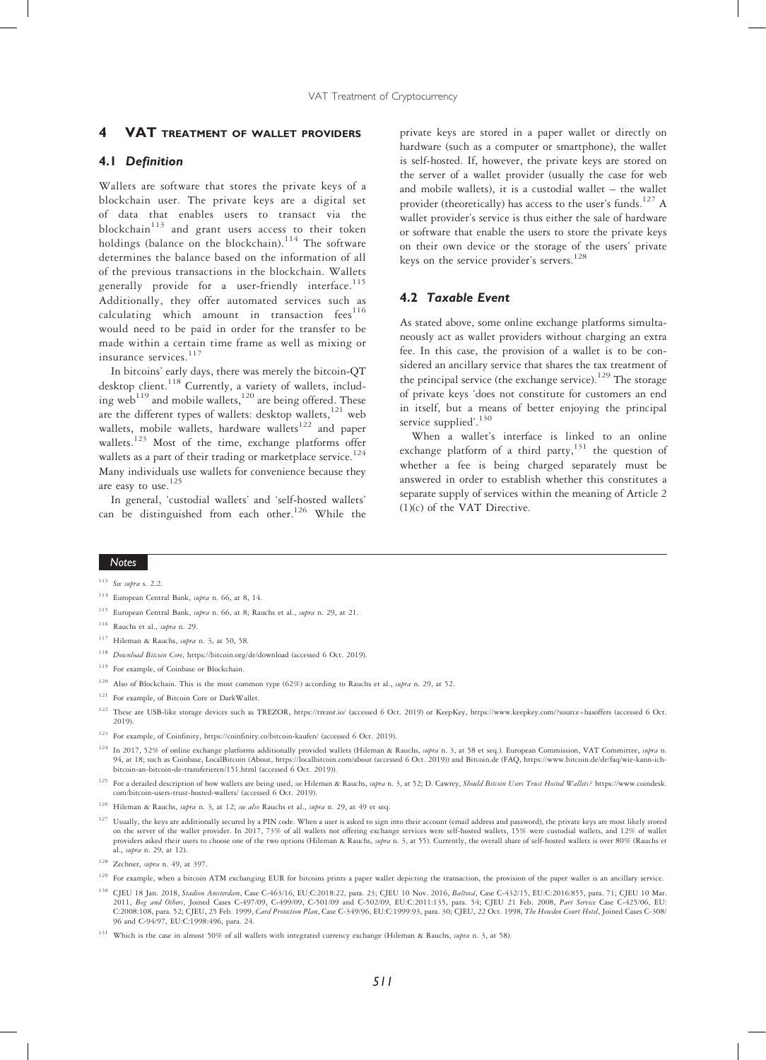## 4 VAT TREATMENT OF WALLET PROVIDERS

### 4.1 *Definition*

Wallets are software that stores the private keys of a blockchain user. The private keys are a digital set of data that enables users to transact via the blockchain[113] and grant users access to their token holdings (balance on the blockchain).[114] The software determines the balance based on the information of all of the previous transactions in the blockchain. Wallets generally provide for a user-friendly interface.[115] Additionally, they offer automated services such as calculating which amount in transaction fees[116] would need to be paid in order for the transfer to be made within a certain time frame as well as mixing or insurance services.[117]

In bitcoins' early days, there was merely the bitcoin-QT desktop client.[118] Currently, a variety of wallets, including web[119] and mobile wallets,[120] are being offered. These are the different types of wallets: desktop wallets,[121] web wallets, mobile wallets, hardware wallets[122] and paper wallets.[123] Most of the time, exchange platforms offer wallets as a part of their trading or marketplace service.[124] Many individuals use wallets for convenience because they are easy to use.[125]

In general, 'custodial wallets' and 'self-hosted wallets' can be distinguished from each other.[126] While the private keys are stored in a paper wallet or directly on hardware (such as a computer or smartphone), the wallet is self-hosted. If, however, the private keys are stored on the server of a wallet provider (usually the case for web and mobile wallets), it is a custodial wallet – the wallet provider (theoretically) has access to the user's funds.[127] A wallet provider's service is thus either the sale of hardware or software that enable the users to store the private keys on their own device or the storage of the users' private keys on the service provider's servers.[128]

### 4.2 *Taxable Event*

As stated above, some online exchange platforms simultaneously act as wallet providers without charging an extra fee. In this case, the provision of a wallet is to be considered an ancillary service that shares the tax treatment of the principal service (the exchange service).[129] The storage of private keys 'does not constitute for customers an end in itself, but a means of better enjoying the principal service supplied'.[130]

When a wallet's interface is linked to an online exchange platform of a third party,[131] the question of whether a fee is being charged separately must be answered in order to establish whether this constitutes a separate supply of services within the meaning of Article 2 (1)(c) of the VAT Directive.

**Notes**

[113] *See supra* s. 2.2.

[114] European Central Bank, *supra* n. 66, at 8, 14.

[115] European Central Bank, *supra* n. 66, at 8; Rauchs et al., *supra* n. 29, at 21.

[116] Rauchs et al., *supra* n. 29.

[117] Hileman & Rauchs, *supra* n. 3, at 50, 58.

[118] *Download Bitcoin Core*, https://bitcoin.org/de/download (accessed 6 Oct. 2019).

[119] For example, of Coinbase or Blockchain.

[120] Also of Blockchain. This is the most common type (62%) according to Rauchs et al., *supra* n. 29, at 52.

[121] For example, of Bitcoin Core or DarkWallet.

[122] These are USB-like storage devices such as TREZOR, https://trezor.io/ (accessed 6 Oct. 2019) or KeepKey, https://www.keepkey.com/?source=hasoffers (accessed 6 Oct. 2019).

[123] For example, of Coinfinity, https://coinfinity.co/bitcoin-kaufen/ (accessed 6 Oct. 2019).

[124] In 2017, 52% of online exchange platforms additionally provided wallets (Hileman & Rauchs, *supra* n. 3, at 58 et seq.). European Commission, VAT Committee, *supra* n. 94, at 18; such as Coinbase, LocalBitcoin (About, https://localbitcoin.com/about (accessed 6 Oct. 2019)) and Bitcoin.de (FAQ, https://www.bitcoin.de/de/faq/wie-kann-ich-bitcoin-an-bitcoin-de-transferieren/151.html (accessed 6 Oct. 2019)).

[125] For a detailed description of how wallets are being used, *see* Hileman & Rauchs, *supra* n. 3, at 52; D. Cawrey, *Should Bitcoin Users Trust Hosted Wallets?* https://www.coindesk.com/bitcoin-users-trust-hosted-wallets/ (accessed 6 Oct. 2019).

[126] Hileman & Rauchs, *supra* n. 3, at 12; *see also* Rauchs et al., *supra* n. 29, at 49 et seq.

[127] Usually, the keys are additionally secured by a PIN code. When a user is asked to sign into their account (email address and password), the private keys are most likely stored on the server of the wallet provider. In 2017, 73% of all wallets not offering exchange services were self-hosted wallets, 15% were custodial wallets, and 12% of wallet providers asked their users to choose one of the two options (Hileman & Rauchs, *supra* n. 3, at 55). Currently, the overall share of self-hosted wallets is over 80% (Rauchs et al., *supra* n. 29, at 12).

[128] Zechner, *supra* n. 49, at 397.

[129] For example, when a bitcoin ATM exchanging EUR for bitcoins prints a paper wallet depicting the transaction, the provision of the paper wallet is an ancillary service.

[130] CJEU 18 Jan. 2018, *Stadion Amsterdam*, Case C-463/16, EU:C:2018:22, para. 23; CJEU 10 Nov. 2016, *Baštová*, Case C-432/15, EU:C:2016:855, para. 71; CJEU 10 Mar. 2011, *Bog and Others*, Joined Cases C-497/09, C-499/09, C-501/09 and C-502/09, EU:C:2011:135, para. 54; CJEU 21 Feb. 2008, *Part Service* Case C-425/06, EU:C:2008:108, para. 52; CJEU, 25 Feb. 1999, *Card Protection Plan*, Case C-349/96, EU:C:1999:93, para. 30; CJEU, 22 Oct. 1998, *The Howden Court Hotel*, Joined Cases C-308/96 and C-94/97, EU:C:1998:496, para. 24.

[131] Which is the case in almost 50% of all wallets with integrated currency exchange (Hileman & Rauchs, *supra* n. 3, at 58).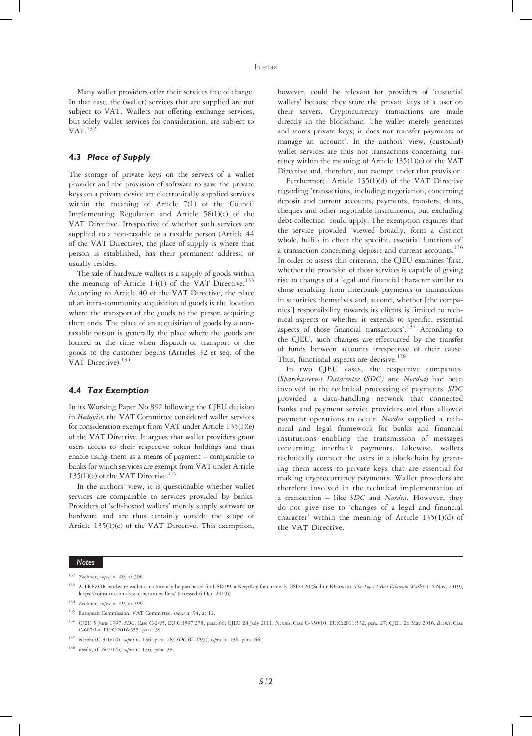Many wallet providers offer their services free of charge. In that case, the (wallet) services that are supplied are not subject to VAT. Wallets not offering exchange services, but solely wallet services for consideration, are subject to VAT.[132]

### 4.3 *Place of Supply*

The storage of private keys on the servers of a wallet provider and the provision of software to save the private keys on a private device are electronically supplied services within the meaning of Article 7(1) of the Council Implementing Regulation and Article 58(1)(c) of the VAT Directive. Irrespective of whether such services are supplied to a non-taxable or a taxable person (Article 44 of the VAT Directive), the place of supply is where that person is established, has their permanent address, or usually resides.

The sale of hardware wallets is a supply of goods within the meaning of Article 14(1) of the VAT Directive.[133] According to Article 40 of the VAT Directive, the place of an intra-community acquisition of goods is the location where the transport of the goods to the person acquiring them ends. The place of an acquisition of goods by a non-taxable person is generally the place where the goods are located at the time when dispatch or transport of the goods to the customer begins (Articles 32 et seq. of the VAT Directive).[134]

### 4.4 *Tax Exemption*

In its Working Paper No 892 following the CJEU decision in *Hedqvist*, the VAT Committee considered wallet services for consideration exempt from VAT under Article 135(1)(e) of the VAT Directive. It argues that wallet providers grant users access to their respective token holdings and thus enable using them as a means of payment – comparable to banks for which services are exempt from VAT under Article 135(1)(e) of the VAT Directive.[135]

In the authors' view, it is questionable whether wallet services are comparable to services provided by banks. Providers of 'self-hosted wallets' merely supply software or hardware and are thus certainly outside the scope of Article 135(1)(e) of the VAT Directive. This exemption, however, could be relevant for providers of 'custodial wallets' because they store the private keys of a user on their servers. Cryptocurrency transactions are made directly in the blockchain. The wallet merely generates and stores private keys; it does not transfer payments or manage an 'account'. In the authors' view, (custodial) wallet services are thus not transactions concerning currency within the meaning of Article 135(1)(e) of the VAT Directive and, therefore, not exempt under that provision.

Furthermore, Article 135(1)(d) of the VAT Directive regarding 'transactions, including negotiation, concerning deposit and current accounts, payments, transfers, debts, cheques and other negotiable instruments, but excluding debt collection' could apply. The exemption requires that the service provided 'viewed broadly, form a distinct whole, fulfils in effect the specific, essential functions of' a transaction concerning deposit and current accounts.[136] In order to assess this criterion, the CJEU examines 'first, whether the provision of those services is capable of giving rise to changes of a legal and financial character similar to those resulting from interbank payments or transactions in securities themselves and, second, whether [the companies'] responsibility towards its clients is limited to technical aspects or whether it extends to specific, essential aspects of those financial transactions'.[137] According to the CJEU, such changes are effectuated by the transfer of funds between accounts irrespective of their cause. Thus, functional aspects are decisive.[138]

In two CJEU cases, the respective companies. (*Sparekassernes Datacenter* (*SDC*) and *Nordea*) had been involved in the technical processing of payments. *SDC* provided a data-handling network that connected banks and payment service providers and thus allowed payment operations to occur. *Nordea* supplied a technical and legal framework for banks and financial institutions enabling the transmission of messages concerning interbank payments. Likewise, wallets technically connect the users in a blockchain by granting them access to private keys that are essential for making cryptocurrency payments. Wallet providers are therefore involved in the technical implementation of a transaction – like *SDC* and *Nordea*. However, they do not give rise to 'changes of a legal and financial character' within the meaning of Article 135(1)(d) of the VAT Directive.

---

**Notes**

[132] Zechner, *supra* n. 49, at 398.

[133] A TREZOR hardware wallet can currently be purchased for USD 99, a KeepKey for currently USD 120 (Sudhir Khatwani, *The Top 12 Best Ethereum Wallets* (16 Nov. 2019), https://coinsutra.com/best-etherum-wallets/ (accessed 6 Oct. 2019)).

[134] Zechner, *supra* n. 49, at 399.

[135] European Commission, VAT Committee, *supra* n. 94, at 12.

[136] CJEU 5 June 1997, *SDC*, Case C-2/95, EU:C:1997:278, para. 66; CJEU 28 July 2011, *Nordea*, Case C-350/10, EU:C:2011:532, para. 27; CJEU 26 May 2016, *Bookit*, Case C-607/14, EU:C:2016:355, para. 39.

[137] *Nordea* (C-350/10), *supra* n. 136, para. 28; *SDC* (C-2/95), *supra* n. 136, para. 66.

[138] *Bookit*, (C-607/14), *supra* n. 136, para. 38.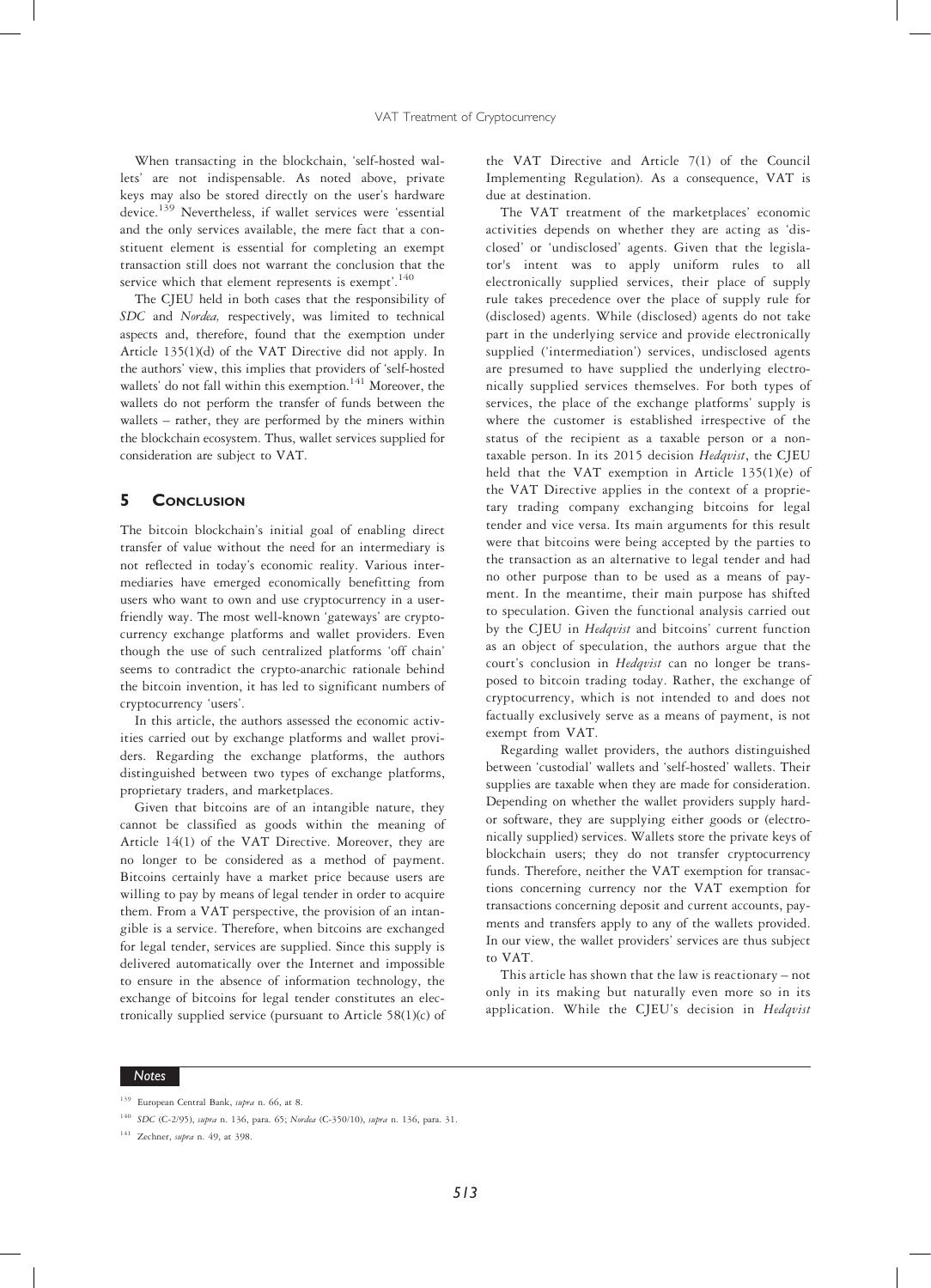When transacting in the blockchain, 'self-hosted wallets' are not indispensable. As noted above, private keys may also be stored directly on the user's hardware device.[139] Nevertheless, if wallet services were 'essential and the only services available, the mere fact that a constituent element is essential for completing an exempt transaction still does not warrant the conclusion that the service which that element represents is exempt'.[140]

The CJEU held in both cases that the responsibility of *SDC* and *Nordea,* respectively, was limited to technical aspects and, therefore, found that the exemption under Article 135(1)(d) of the VAT Directive did not apply. In the authors' view, this implies that providers of 'self-hosted wallets' do not fall within this exemption.[141] Moreover, the wallets do not perform the transfer of funds between the wallets – rather, they are performed by the miners within the blockchain ecosystem. Thus, wallet services supplied for consideration are subject to VAT.

## 5 Conclusion

The bitcoin blockchain's initial goal of enabling direct transfer of value without the need for an intermediary is not reflected in today's economic reality. Various intermediaries have emerged economically benefitting from users who want to own and use cryptocurrency in a user-friendly way. The most well-known 'gateways' are cryptocurrency exchange platforms and wallet providers. Even though the use of such centralized platforms 'off chain' seems to contradict the crypto-anarchic rationale behind the bitcoin invention, it has led to significant numbers of cryptocurrency 'users'.

In this article, the authors assessed the economic activities carried out by exchange platforms and wallet providers. Regarding the exchange platforms, the authors distinguished between two types of exchange platforms, proprietary traders, and marketplaces.

Given that bitcoins are of an intangible nature, they cannot be classified as goods within the meaning of Article 14(1) of the VAT Directive. Moreover, they are no longer to be considered as a method of payment. Bitcoins certainly have a market price because users are willing to pay by means of legal tender in order to acquire them. From a VAT perspective, the provision of an intangible is a service. Therefore, when bitcoins are exchanged for legal tender, services are supplied. Since this supply is delivered automatically over the Internet and impossible to ensure in the absence of information technology, the exchange of bitcoins for legal tender constitutes an electronically supplied service (pursuant to Article 58(1)(c) of the VAT Directive and Article 7(1) of the Council Implementing Regulation). As a consequence, VAT is due at destination.

The VAT treatment of the marketplaces' economic activities depends on whether they are acting as 'disclosed' or 'undisclosed' agents. Given that the legislator's intent was to apply uniform rules to all electronically supplied services, their place of supply rule takes precedence over the place of supply rule for (disclosed) agents. While (disclosed) agents do not take part in the underlying service and provide electronically supplied ('intermediation') services, undisclosed agents are presumed to have supplied the underlying electronically supplied services themselves. For both types of services, the place of the exchange platforms' supply is where the customer is established irrespective of the status of the recipient as a taxable person or a non-taxable person. In its 2015 decision *Hedqvist*, the CJEU held that the VAT exemption in Article 135(1)(e) of the VAT Directive applies in the context of a proprietary trading company exchanging bitcoins for legal tender and vice versa. Its main arguments for this result were that bitcoins were being accepted by the parties to the transaction as an alternative to legal tender and had no other purpose than to be used as a means of payment. In the meantime, their main purpose has shifted to speculation. Given the functional analysis carried out by the CJEU in *Hedqvist* and bitcoins' current function as an object of speculation, the authors argue that the court's conclusion in *Hedqvist* can no longer be transposed to bitcoin trading today. Rather, the exchange of cryptocurrency, which is not intended to and does not factually exclusively serve as a means of payment, is not exempt from VAT.

Regarding wallet providers, the authors distinguished between 'custodial' wallets and 'self-hosted' wallets. Their supplies are taxable when they are made for consideration. Depending on whether the wallet providers supply hard- or software, they are supplying either goods or (electronically supplied) services. Wallets store the private keys of blockchain users; they do not transfer cryptocurrency funds. Therefore, neither the VAT exemption for transactions concerning currency nor the VAT exemption for transactions concerning deposit and current accounts, payments and transfers apply to any of the wallets provided. In our view, the wallet providers' services are thus subject to VAT.

This article has shown that the law is reactionary – not only in its making but naturally even more so in its application. While the CJEU's decision in *Hedqvist*

---

**Notes**

[139] European Central Bank, *supra* n. 66, at 8.

[140] *SDC* (C-2/95), *supra* n. 136, para. 65; *Nordea* (C-350/10), *supra* n. 136, para. 31.

[141] Zechner, *supra* n. 49, at 398.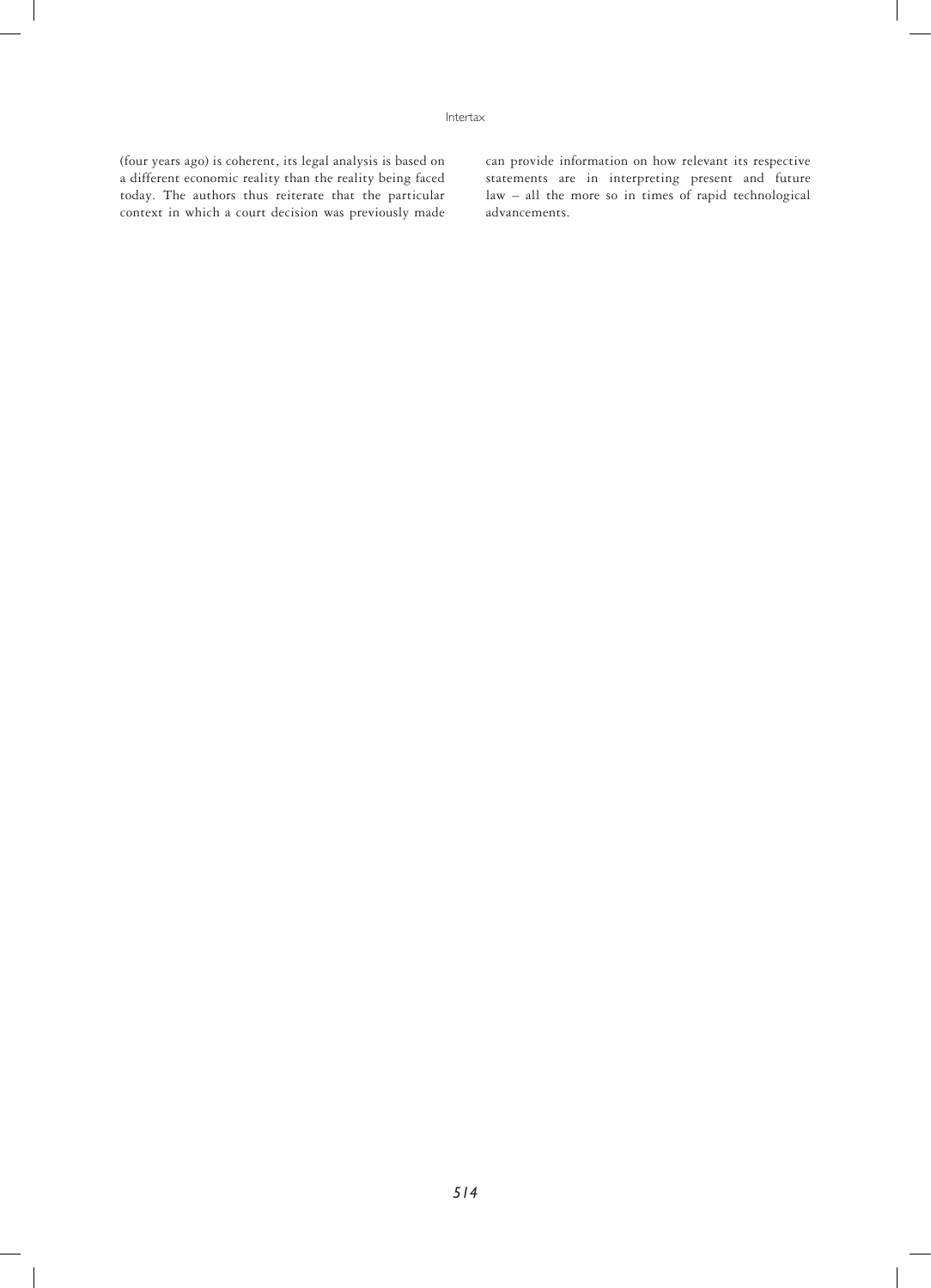(four years ago) is coherent, its legal analysis is based on a different economic reality than the reality being faced today. The authors thus reiterate that the particular context in which a court decision was previously made can provide information on how relevant its respective statements are in interpreting present and future law – all the more so in times of rapid technological advancements.